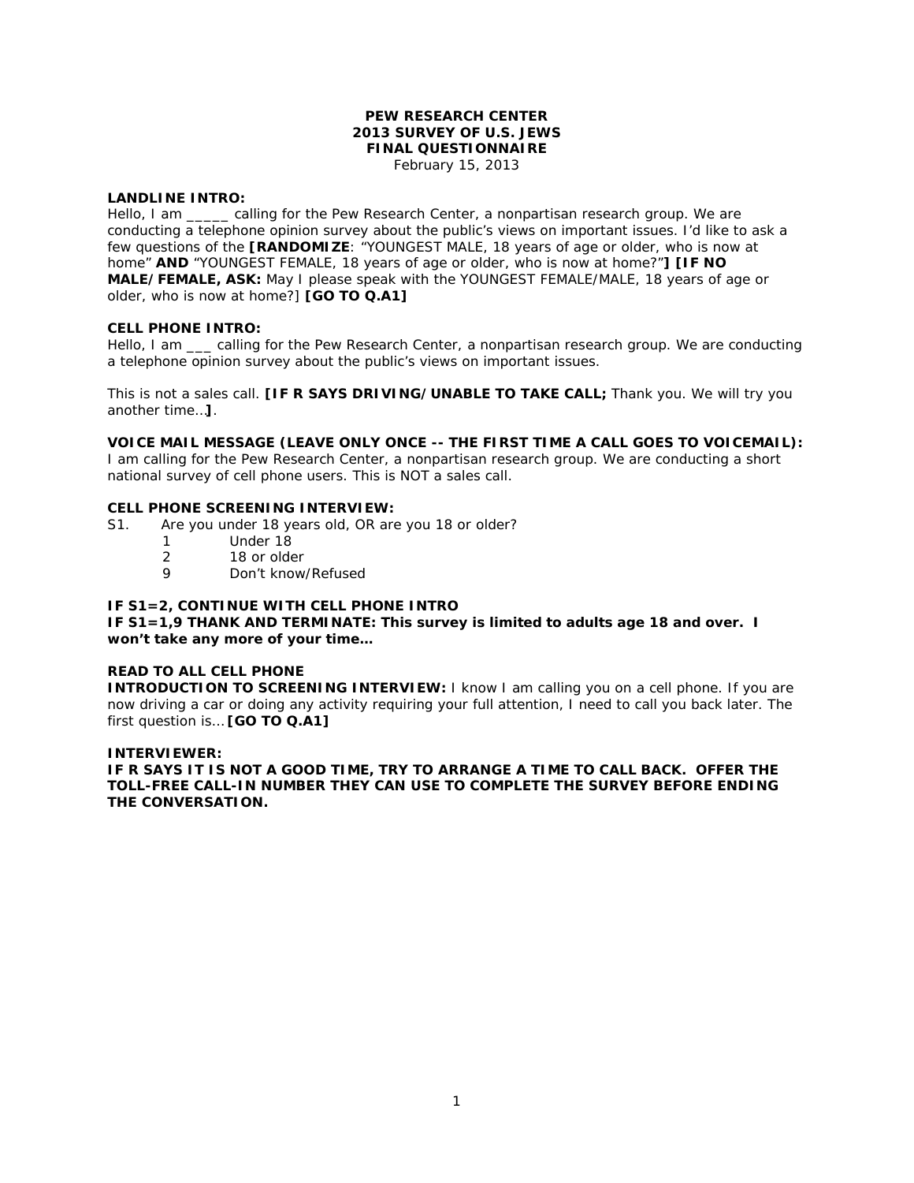**PEW RESEARCH CENTER**
**2013 SURVEY OF U.S. JEWS**
**FINAL QUESTIONNAIRE**
February 15, 2013

**LANDLINE INTRO:**
Hello, I am _____ calling for the Pew Research Center, a nonpartisan research group. We are conducting a telephone opinion survey about the public's views on important issues. I'd like to ask a few questions of the **[RANDOMIZE**: "YOUNGEST MALE, 18 years of age or older, who is now at home" **AND** "YOUNGEST FEMALE, 18 years of age or older, who is now at home?"**] [IF NO MALE/FEMALE, ASK:** May I please speak with the YOUNGEST FEMALE/MALE, 18 years of age or older, who is now at home?] **[GO TO Q.A1]**

**CELL PHONE INTRO:**
Hello, I am ___ calling for the Pew Research Center, a nonpartisan research group. We are conducting a telephone opinion survey about the public's views on important issues.

This is not a sales call. **[IF R SAYS DRIVING/UNABLE TO TAKE CALL;** Thank you. We will try you another time...**]**.

**VOICE MAIL MESSAGE (LEAVE ONLY ONCE -- THE FIRST TIME A CALL GOES TO VOICEMAIL):**
I am calling for the Pew Research Center, a nonpartisan research group. We are conducting a short national survey of cell phone users. This is NOT a sales call.

**CELL PHONE SCREENING INTERVIEW:**

S1. Are you under 18 years old, OR are you 18 or older?

1 Under 18
2 18 or older
9 Don't know/Refused

**IF S1=2, CONTINUE WITH CELL PHONE INTRO**
**IF S1=1,9 THANK AND TERMINATE: This survey is limited to adults age 18 and over. I won't take any more of your time…**

**READ TO ALL CELL PHONE**
**INTRODUCTION TO SCREENING INTERVIEW:** I know I am calling you on a cell phone. If you are now driving a car or doing any activity requiring your full attention, I need to call you back later. The first question is... **[GO TO Q.A1]**

**INTERVIEWER:**
**IF R SAYS IT IS NOT A GOOD TIME, TRY TO ARRANGE A TIME TO CALL BACK. OFFER THE TOLL-FREE CALL-IN NUMBER THEY CAN USE TO COMPLETE THE SURVEY BEFORE ENDING THE CONVERSATION.**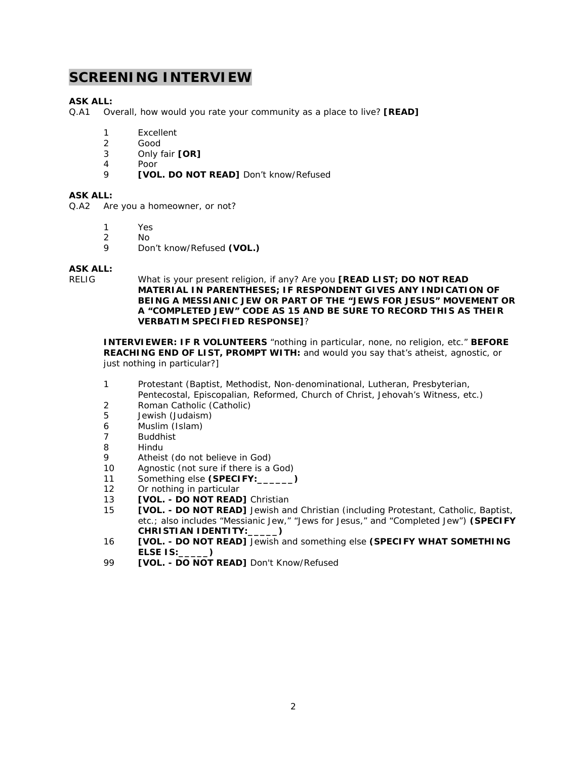# SCREENING INTERVIEW

**ASK ALL:**

Q.A1 Overall, how would you rate your community as a place to live? **[READ]**

1 Excellent
2 Good
3 Only fair **[OR]**
4 Poor
9 **[VOL. DO NOT READ]** Don't know/Refused

**ASK ALL:**

Q.A2 Are you a homeowner, or not?

1 Yes
2 No
9 Don't know/Refused **(VOL.)**

**ASK ALL:**

RELIG What is your present religion, if any? Are you **[READ LIST; DO NOT READ MATERIAL IN PARENTHESES; IF RESPONDENT GIVES ANY INDICATION OF BEING A MESSIANIC JEW OR PART OF THE "JEWS FOR JESUS" MOVEMENT OR A "COMPLETED JEW" CODE AS 15 AND BE SURE TO RECORD THIS AS THEIR VERBATIM SPECIFIED RESPONSE]**?

**INTERVIEWER: IF R VOLUNTEERS** "nothing in particular, none, no religion, etc." **BEFORE REACHING END OF LIST, PROMPT WITH:** and would you say that's atheist, agnostic, or just nothing in particular?]

1 Protestant (Baptist, Methodist, Non-denominational, Lutheran, Presbyterian, Pentecostal, Episcopalian, Reformed, Church of Christ, Jehovah's Witness, etc.)
2 Roman Catholic (Catholic)
5 Jewish (Judaism)
6 Muslim (Islam)
7 Buddhist
8 Hindu
9 Atheist (do not believe in God)
10 Agnostic (not sure if there is a God)
11 Something else **(SPECIFY:______)**
12 Or nothing in particular
13 **[VOL. - DO NOT READ]** Christian
15 **[VOL. - DO NOT READ]** Jewish and Christian (including Protestant, Catholic, Baptist, etc.; also includes "Messianic Jew," "Jews for Jesus," and "Completed Jew") **(SPECIFY CHRISTIAN IDENTITY:_____)**
16 **[VOL. - DO NOT READ]** Jewish and something else **(SPECIFY WHAT SOMETHING ELSE IS:_____)**
99 **[VOL. - DO NOT READ]** Don't Know/Refused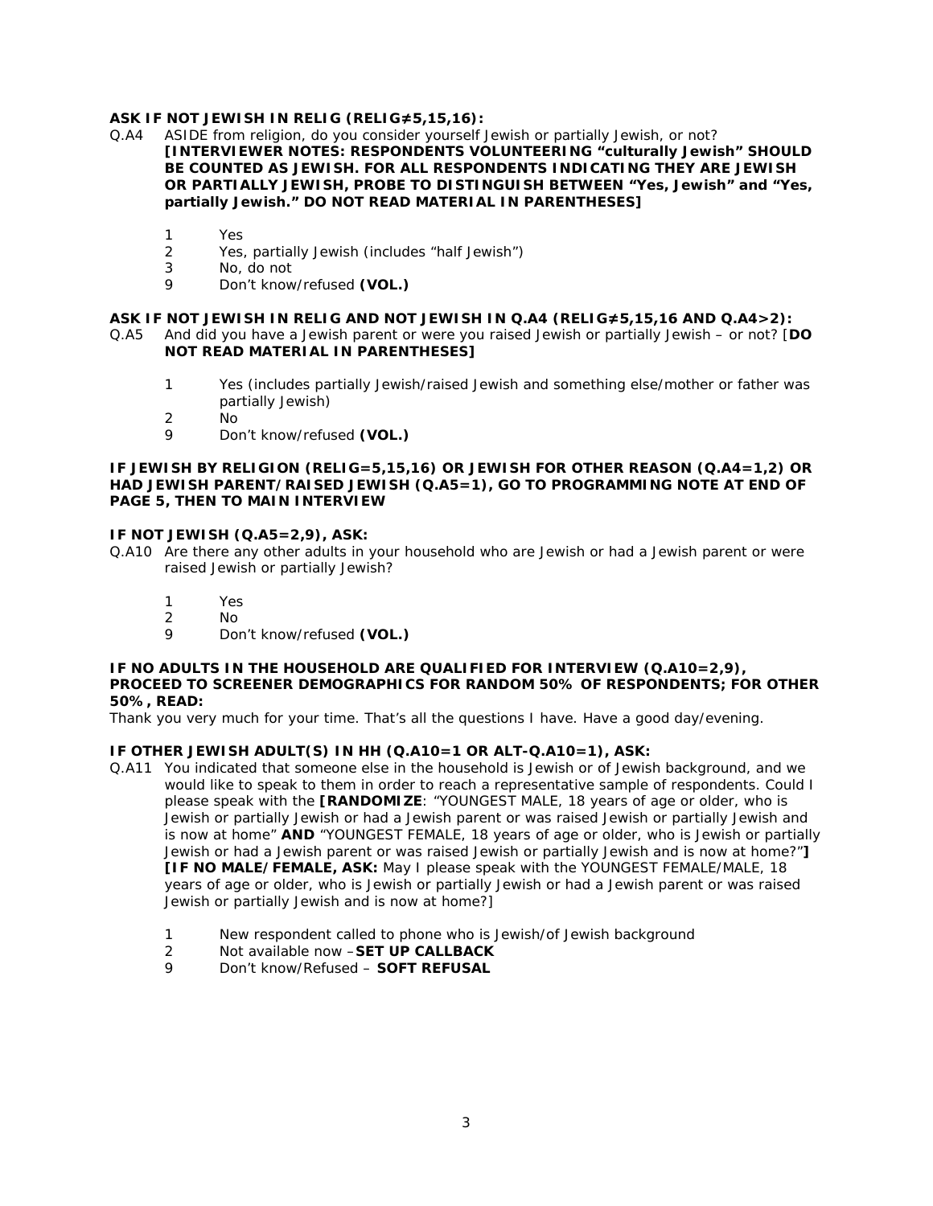**ASK IF NOT JEWISH IN RELIG (RELIG≠5,15,16):**

Q.A4 ASIDE from religion, do you consider yourself Jewish or partially Jewish, or not? **[INTERVIEWER NOTES: RESPONDENTS VOLUNTEERING "culturally Jewish" SHOULD BE COUNTED AS JEWISH. FOR ALL RESPONDENTS INDICATING THEY ARE JEWISH OR PARTIALLY JEWISH, PROBE TO DISTINGUISH BETWEEN "Yes, Jewish" and "Yes, partially Jewish." DO NOT READ MATERIAL IN PARENTHESES]**

1 Yes
2 Yes, partially Jewish (includes "half Jewish")
3 No, do not
9 Don't know/refused **(VOL.)**

**ASK IF NOT JEWISH IN RELIG AND NOT JEWISH IN Q.A4 (RELIG≠5,15,16 AND Q.A4>2):**

Q.A5 And did you have a Jewish parent or were you raised Jewish or partially Jewish – or not? [**DO NOT READ MATERIAL IN PARENTHESES]**

1 Yes (includes partially Jewish/raised Jewish and something else/mother or father was partially Jewish)
2 No
9 Don't know/refused **(VOL.)**

**IF JEWISH BY RELIGION (RELIG=5,15,16) OR JEWISH FOR OTHER REASON (Q.A4=1,2) OR HAD JEWISH PARENT/RAISED JEWISH (Q.A5=1), GO TO PROGRAMMING NOTE AT END OF PAGE 5, THEN TO MAIN INTERVIEW**

**IF NOT JEWISH (Q.A5=2,9), ASK:**

Q.A10 Are there any other adults in your household who are Jewish or had a Jewish parent or were raised Jewish or partially Jewish?

1 Yes
2 No
9 Don't know/refused **(VOL.)**

**IF NO ADULTS IN THE HOUSEHOLD ARE QUALIFIED FOR INTERVIEW (Q.A10=2,9), PROCEED TO SCREENER DEMOGRAPHICS FOR RANDOM 50% OF RESPONDENTS; FOR OTHER 50%, READ:**

Thank you very much for your time. That's all the questions I have. Have a good day/evening.

**IF OTHER JEWISH ADULT(S) IN HH (Q.A10=1 OR ALT-Q.A10=1), ASK:**

Q.A11 You indicated that someone else in the household is Jewish or of Jewish background, and we would like to speak to them in order to reach a representative sample of respondents. Could I please speak with the **[RANDOMIZE**: "YOUNGEST MALE, 18 years of age or older, who is Jewish or partially Jewish or had a Jewish parent or was raised Jewish or partially Jewish and is now at home" **AND** "YOUNGEST FEMALE, 18 years of age or older, who is Jewish or partially Jewish or had a Jewish parent or was raised Jewish or partially Jewish and is now at home?"**]** **[IF NO MALE/FEMALE, ASK:** May I please speak with the YOUNGEST FEMALE/MALE, 18 years of age or older, who is Jewish or partially Jewish or had a Jewish parent or was raised Jewish or partially Jewish and is now at home?]

1 New respondent called to phone who is Jewish/of Jewish background
2 Not available now –**SET UP CALLBACK**
9 Don't know/Refused – **SOFT REFUSAL**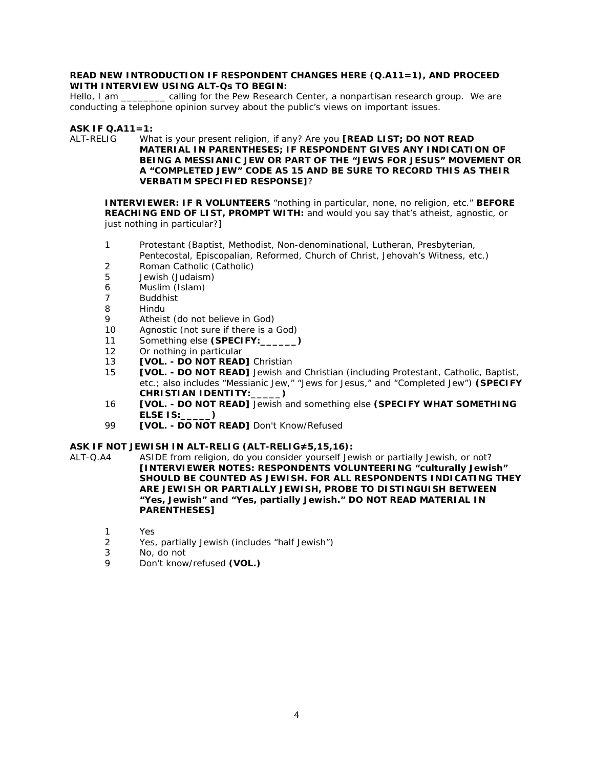**READ NEW INTRODUCTION IF RESPONDENT CHANGES HERE (Q.A11=1), AND PROCEED WITH INTERVIEW USING ALT-Qs TO BEGIN:**
Hello, I am ________ calling for the Pew Research Center, a nonpartisan research group. We are conducting a telephone opinion survey about the public's views on important issues.

**ASK IF Q.A11=1:**

ALT-RELIG What is your present religion, if any? Are you **[READ LIST; DO NOT READ MATERIAL IN PARENTHESES; IF RESPONDENT GIVES ANY INDICATION OF BEING A MESSIANIC JEW OR PART OF THE "JEWS FOR JESUS" MOVEMENT OR A "COMPLETED JEW" CODE AS 15 AND BE SURE TO RECORD THIS AS THEIR VERBATIM SPECIFIED RESPONSE]**?

**INTERVIEWER: IF R VOLUNTEERS** "nothing in particular, none, no religion, etc." **BEFORE REACHING END OF LIST, PROMPT WITH:** and would you say that's atheist, agnostic, or just nothing in particular?]

1 Protestant (Baptist, Methodist, Non-denominational, Lutheran, Presbyterian, Pentecostal, Episcopalian, Reformed, Church of Christ, Jehovah's Witness, etc.)
2 Roman Catholic (Catholic)
5 Jewish (Judaism)
6 Muslim (Islam)
7 Buddhist
8 Hindu
9 Atheist (do not believe in God)
10 Agnostic (not sure if there is a God)
11 Something else **(SPECIFY:______)**
12 Or nothing in particular
13 **[VOL. - DO NOT READ]** Christian
15 **[VOL. - DO NOT READ]** Jewish and Christian (including Protestant, Catholic, Baptist, etc.; also includes "Messianic Jew," "Jews for Jesus," and "Completed Jew") **(SPECIFY CHRISTIAN IDENTITY:_____)**
16 **[VOL. - DO NOT READ]** Jewish and something else **(SPECIFY WHAT SOMETHING ELSE IS:_____)**
99 **[VOL. - DO NOT READ]** Don't Know/Refused

**ASK IF NOT JEWISH IN ALT-RELIG (ALT-RELIG≠5,15,16):**

ALT-Q.A4 ASIDE from religion, do you consider yourself Jewish or partially Jewish, or not? **[INTERVIEWER NOTES: RESPONDENTS VOLUNTEERING "culturally Jewish" SHOULD BE COUNTED AS JEWISH. FOR ALL RESPONDENTS INDICATING THEY ARE JEWISH OR PARTIALLY JEWISH, PROBE TO DISTINGUISH BETWEEN "Yes, Jewish" and "Yes, partially Jewish." DO NOT READ MATERIAL IN PARENTHESES]**

1 Yes
2 Yes, partially Jewish (includes "half Jewish")
3 No, do not
9 Don't know/refused **(VOL.)**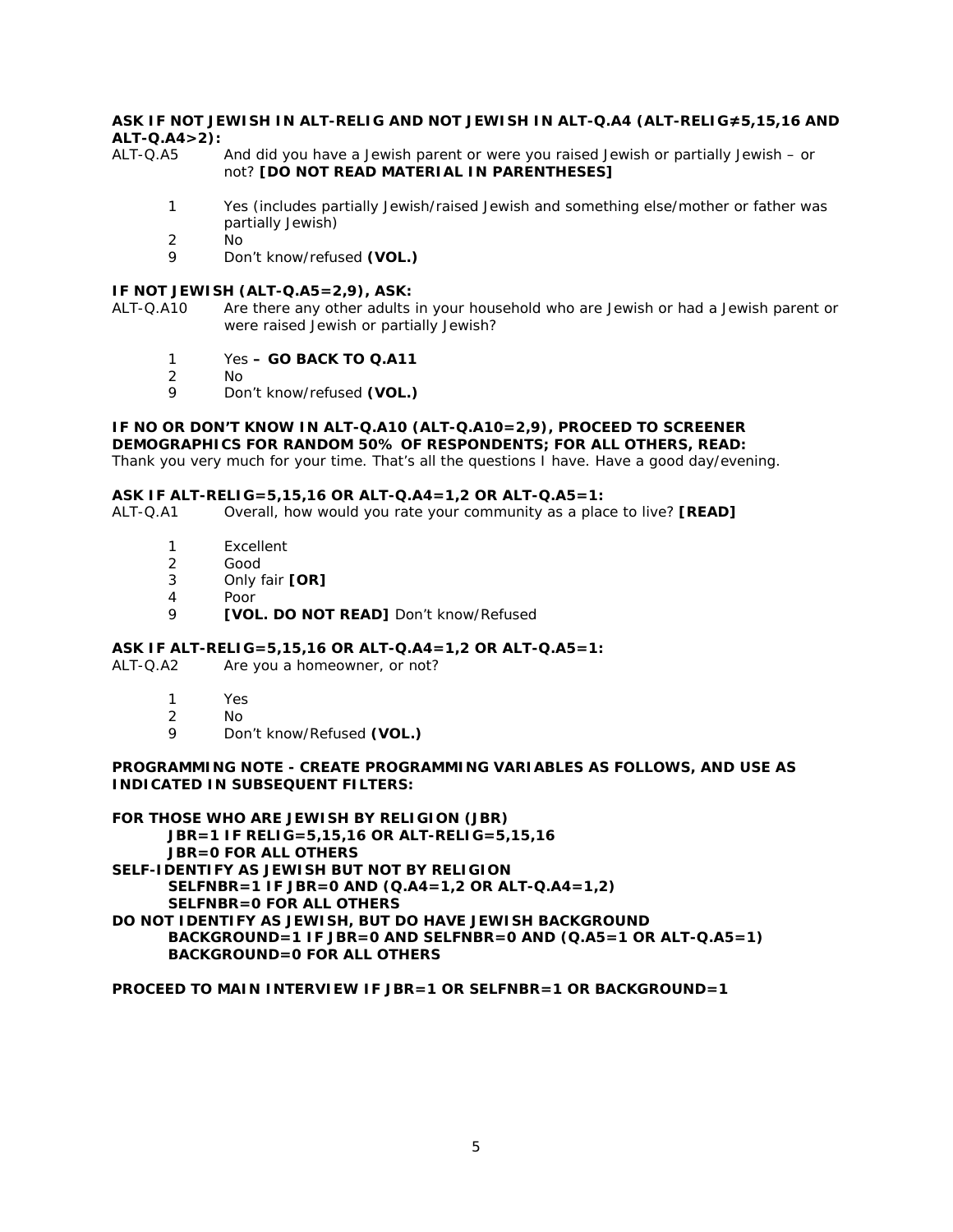**ASK IF NOT JEWISH IN ALT-RELIG AND NOT JEWISH IN ALT-Q.A4 (ALT-RELIG≠5,15,16 AND ALT-Q.A4>2):**

ALT-Q.A5 And did you have a Jewish parent or were you raised Jewish or partially Jewish – or not? **[DO NOT READ MATERIAL IN PARENTHESES]**

1 Yes (includes partially Jewish/raised Jewish and something else/mother or father was partially Jewish)
2 No
9 Don't know/refused **(VOL.)**

**IF NOT JEWISH (ALT-Q.A5=2,9), ASK:**

ALT-Q.A10 Are there any other adults in your household who are Jewish or had a Jewish parent or were raised Jewish or partially Jewish?

1 Yes **– GO BACK TO Q.A11**
2 No
9 Don't know/refused **(VOL.)**

**IF NO OR DON'T KNOW IN ALT-Q.A10 (ALT-Q.A10=2,9), PROCEED TO SCREENER DEMOGRAPHICS FOR RANDOM 50% OF RESPONDENTS; FOR ALL OTHERS, READ:**
Thank you very much for your time. That's all the questions I have. Have a good day/evening.

**ASK IF ALT-RELIG=5,15,16 OR ALT-Q.A4=1,2 OR ALT-Q.A5=1:**

ALT-Q.A1 Overall, how would you rate your community as a place to live? **[READ]**

1 Excellent
2 Good
3 Only fair **[OR]**
4 Poor
9 **[VOL. DO NOT READ]** Don't know/Refused

**ASK IF ALT-RELIG=5,15,16 OR ALT-Q.A4=1,2 OR ALT-Q.A5=1:**

ALT-Q.A2 Are you a homeowner, or not?

1 Yes
2 No
9 Don't know/Refused **(VOL.)**

**PROGRAMMING NOTE - CREATE PROGRAMMING VARIABLES AS FOLLOWS, AND USE AS INDICATED IN SUBSEQUENT FILTERS:**

**FOR THOSE WHO ARE JEWISH BY RELIGION (JBR)**
**JBR=1 IF RELIG=5,15,16 OR ALT-RELIG=5,15,16**
**JBR=0 FOR ALL OTHERS**
**SELF-IDENTIFY AS JEWISH BUT NOT BY RELIGION**
**SELFNBR=1 IF JBR=0 AND (Q.A4=1,2 OR ALT-Q.A4=1,2)**
**SELFNBR=0 FOR ALL OTHERS**
**DO NOT IDENTIFY AS JEWISH, BUT DO HAVE JEWISH BACKGROUND**
**BACKGROUND=1 IF JBR=0 AND SELFNBR=0 AND (Q.A5=1 OR ALT-Q.A5=1)**
**BACKGROUND=0 FOR ALL OTHERS**

**PROCEED TO MAIN INTERVIEW IF JBR=1 OR SELFNBR=1 OR BACKGROUND=1**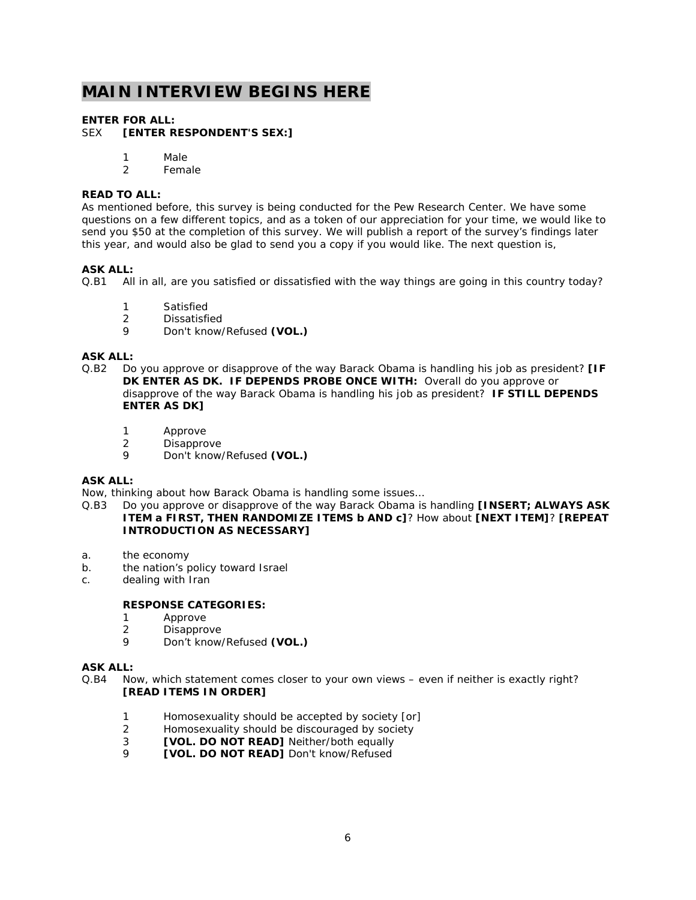# MAIN INTERVIEW BEGINS HERE

**ENTER FOR ALL:**
SEX **[ENTER RESPONDENT'S SEX:]**

1 Male
2 Female

**READ TO ALL:**
As mentioned before, this survey is being conducted for the Pew Research Center. We have some questions on a few different topics, and as a token of our appreciation for your time, we would like to send you $50 at the completion of this survey. We will publish a report of the survey's findings later this year, and would also be glad to send you a copy if you would like. The next question is,

**ASK ALL:**
Q.B1 All in all, are you satisfied or dissatisfied with the way things are going in this country today?

1 Satisfied
2 Dissatisfied
9 Don't know/Refused **(VOL.)**

**ASK ALL:**
Q.B2 Do you approve or disapprove of the way Barack Obama is handling his job as president? **[IF DK ENTER AS DK. IF DEPENDS PROBE ONCE WITH:** Overall do you approve or disapprove of the way Barack Obama is handling his job as president? **IF STILL DEPENDS ENTER AS DK]**

1 Approve
2 Disapprove
9 Don't know/Refused **(VOL.)**

**ASK ALL:**
Now, thinking about how Barack Obama is handling some issues…
Q.B3 Do you approve or disapprove of the way Barack Obama is handling **[INSERT; ALWAYS ASK ITEM a FIRST, THEN RANDOMIZE ITEMS b AND c]**? How about **[NEXT ITEM]**? **[REPEAT INTRODUCTION AS NECESSARY]**

a. the economy
b. the nation's policy toward Israel
c. dealing with Iran

**RESPONSE CATEGORIES:**
1 Approve
2 Disapprove
9 Don't know/Refused **(VOL.)**

**ASK ALL:**
Q.B4 Now, which statement comes closer to your own views – even if neither is exactly right? **[READ ITEMS IN ORDER]**

1 Homosexuality should be accepted by society [or]
2 Homosexuality should be discouraged by society
3 **[VOL. DO NOT READ]** Neither/both equally
9 **[VOL. DO NOT READ]** Don't know/Refused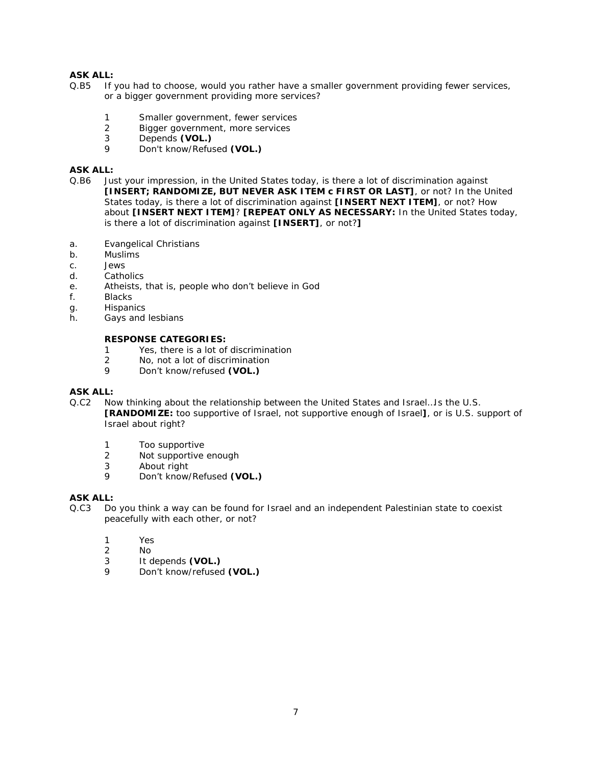**ASK ALL:**

Q.B5 If you had to choose, would you rather have a smaller government providing fewer services, or a bigger government providing more services?

1 Smaller government, fewer services
2 Bigger government, more services
3 Depends **(VOL.)**
9 Don't know/Refused **(VOL.)**

**ASK ALL:**

Q.B6 Just your impression, in the United States today, is there a lot of discrimination against **[INSERT; RANDOMIZE, BUT NEVER ASK ITEM c FIRST OR LAST]**, or not? In the United States today, is there a lot of discrimination against **[INSERT NEXT ITEM]**, or not? How about **[INSERT NEXT ITEM]**? **[REPEAT ONLY AS NECESSARY:** In the United States today, is there a lot of discrimination against **[INSERT]**, or not?**]**

a. Evangelical Christians
b. Muslims
c. Jews
d. Catholics
e. Atheists, that is, people who don't believe in God
f. Blacks
g. Hispanics
h. Gays and lesbians

**RESPONSE CATEGORIES:**

1 Yes, there is a lot of discrimination
2 No, not a lot of discrimination
9 Don't know/refused **(VOL.)**

**ASK ALL:**

Q.C2 Now thinking about the relationship between the United States and Israel…Is the U.S. **[RANDOMIZE:** too supportive of Israel, not supportive enough of Israel**]**, or is U.S. support of Israel about right?

1 Too supportive
2 Not supportive enough
3 About right
9 Don't know/Refused **(VOL.)**

**ASK ALL:**

Q.C3 Do you think a way can be found for Israel and an independent Palestinian state to coexist peacefully with each other, or not?

1 Yes
2 No
3 It depends **(VOL.)**
9 Don't know/refused **(VOL.)**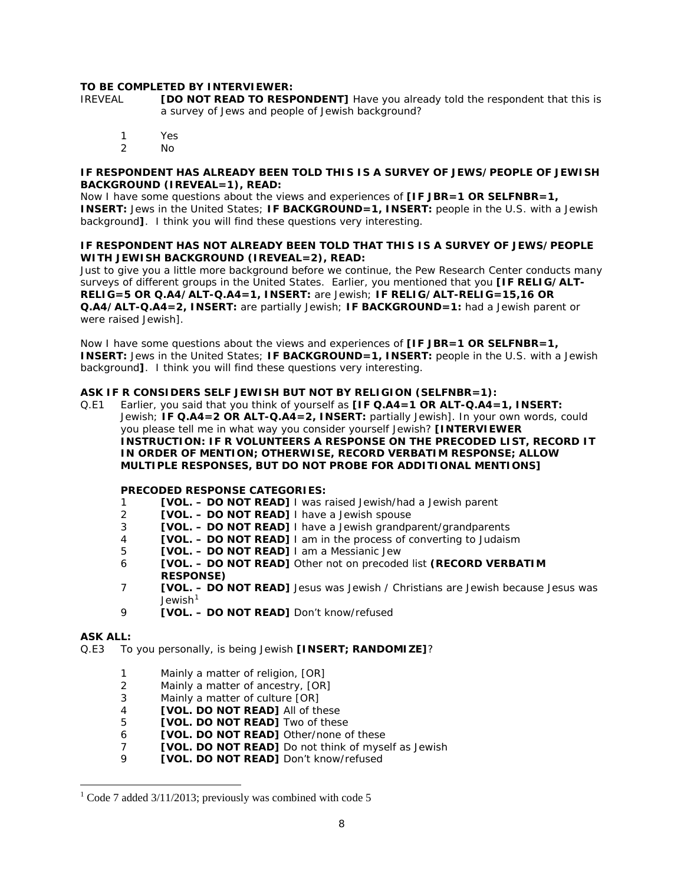**TO BE COMPLETED BY INTERVIEWER:**

IREVEAL **[DO NOT READ TO RESPONDENT]** Have you already told the respondent that this is a survey of Jews and people of Jewish background?

1 Yes
2 No

**IF RESPONDENT HAS ALREADY BEEN TOLD THIS IS A SURVEY OF JEWS/PEOPLE OF JEWISH BACKGROUND (IREVEAL=1), READ:**

Now I have some questions about the views and experiences of **[IF JBR=1 OR SELFNBR=1, INSERT:** Jews in the United States; **IF BACKGROUND=1, INSERT:** people in the U.S. with a Jewish background**]**. I think you will find these questions very interesting.

**IF RESPONDENT HAS NOT ALREADY BEEN TOLD THAT THIS IS A SURVEY OF JEWS/PEOPLE WITH JEWISH BACKGROUND (IREVEAL=2), READ:**

Just to give you a little more background before we continue, the Pew Research Center conducts many surveys of different groups in the United States. Earlier, you mentioned that you **[IF RELIG/ALT-RELIG=5 OR Q.A4/ALT-Q.A4=1, INSERT:** are Jewish; **IF RELIG/ALT-RELIG=15,16 OR Q.A4/ALT-Q.A4=2, INSERT:** are partially Jewish; **IF BACKGROUND=1:** had a Jewish parent or were raised Jewish].

Now I have some questions about the views and experiences of **[IF JBR=1 OR SELFNBR=1, INSERT:** Jews in the United States; **IF BACKGROUND=1, INSERT:** people in the U.S. with a Jewish background**]**. I think you will find these questions very interesting.

**ASK IF R CONSIDERS SELF JEWISH BUT NOT BY RELIGION (SELFNBR=1):**

Q.E1 Earlier, you said that you think of yourself as **[IF Q.A4=1 OR ALT-Q.A4=1, INSERT:** Jewish; **IF Q.A4=2 OR ALT-Q.A4=2, INSERT:** partially Jewish]. In your own words, could you please tell me in what way you consider yourself Jewish? **[INTERVIEWER INSTRUCTION: IF R VOLUNTEERS A RESPONSE ON THE PRECODED LIST, RECORD IT IN ORDER OF MENTION; OTHERWISE, RECORD VERBATIM RESPONSE; ALLOW MULTIPLE RESPONSES, BUT DO NOT PROBE FOR ADDITIONAL MENTIONS]**

**PRECODED RESPONSE CATEGORIES:**

1 **[VOL. – DO NOT READ]** I was raised Jewish/had a Jewish parent
2 **[VOL. – DO NOT READ]** I have a Jewish spouse
3 **[VOL. – DO NOT READ]** I have a Jewish grandparent/grandparents
4 **[VOL. – DO NOT READ]** I am in the process of converting to Judaism
5 **[VOL. – DO NOT READ]** I am a Messianic Jew
6 **[VOL. – DO NOT READ]** Other not on precoded list **(RECORD VERBATIM RESPONSE)**
7 **[VOL. – DO NOT READ]** Jesus was Jewish / Christians are Jewish because Jesus was Jewish[1]
9 **[VOL. – DO NOT READ]** Don't know/refused

**ASK ALL:**

Q.E3 To you personally, is being Jewish **[INSERT; RANDOMIZE]**?

1 Mainly a matter of religion, [OR]
2 Mainly a matter of ancestry, [OR]
3 Mainly a matter of culture [OR]
4 **[VOL. DO NOT READ]** All of these
5 **[VOL. DO NOT READ]** Two of these
6 **[VOL. DO NOT READ]** Other/none of these
7 **[VOL. DO NOT READ]** Do not think of myself as Jewish
9 **[VOL. DO NOT READ]** Don't know/refused

[1] Code 7 added 3/11/2013; previously was combined with code 5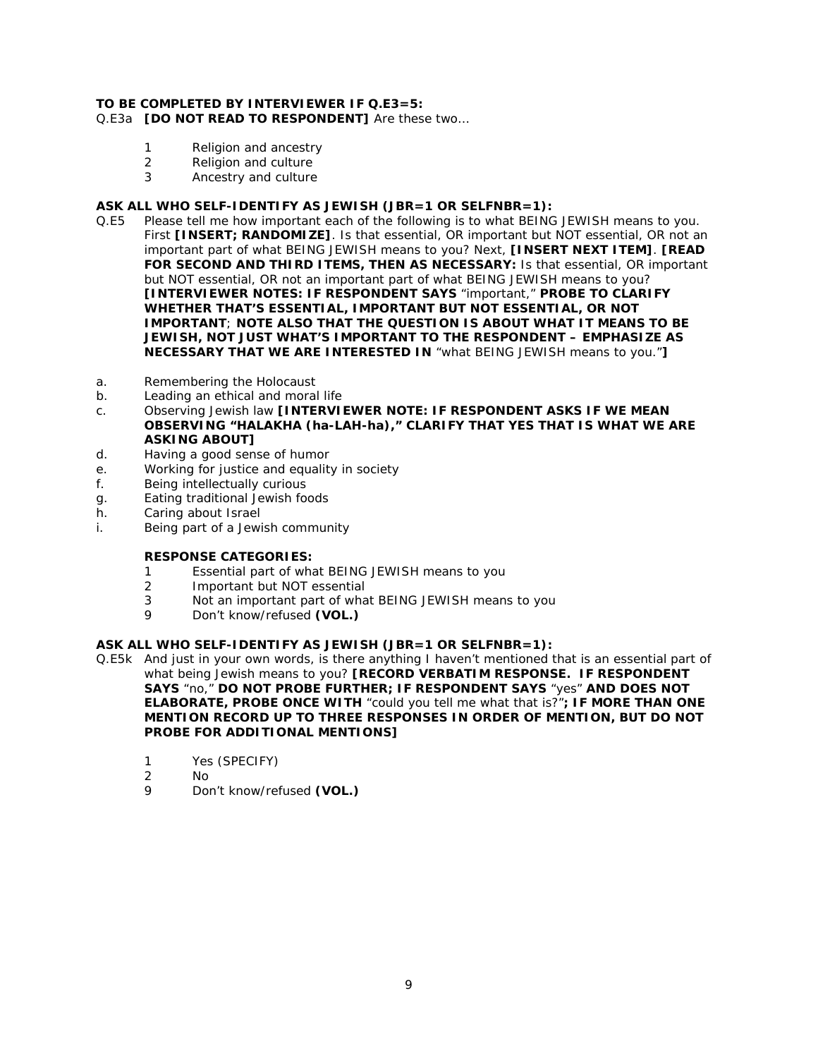**TO BE COMPLETED BY INTERVIEWER IF Q.E3=5:**

Q.E3a **[DO NOT READ TO RESPONDENT]** Are these two…

1 Religion and ancestry
2 Religion and culture
3 Ancestry and culture

**ASK ALL WHO SELF-IDENTIFY AS JEWISH (JBR=1 OR SELFNBR=1):**

Q.E5 Please tell me how important each of the following is to what BEING JEWISH means to you. First **[INSERT; RANDOMIZE]**. Is that essential, OR important but NOT essential, OR not an important part of what BEING JEWISH means to you? Next, **[INSERT NEXT ITEM]**. **[READ FOR SECOND AND THIRD ITEMS, THEN AS NECESSARY:** Is that essential, OR important but NOT essential, OR not an important part of what BEING JEWISH means to you? **[INTERVIEWER NOTES: IF RESPONDENT SAYS** "important," **PROBE TO CLARIFY WHETHER THAT'S ESSENTIAL, IMPORTANT BUT NOT ESSENTIAL, OR NOT IMPORTANT**; **NOTE ALSO THAT THE QUESTION IS ABOUT WHAT IT MEANS TO BE JEWISH, NOT JUST WHAT'S IMPORTANT TO THE RESPONDENT – EMPHASIZE AS NECESSARY THAT WE ARE INTERESTED IN** "what BEING JEWISH means to you."**]**

a. Remembering the Holocaust
b. Leading an ethical and moral life
c. Observing Jewish law **[INTERVIEWER NOTE: IF RESPONDENT ASKS IF WE MEAN OBSERVING "HALAKHA (ha-LAH-ha)," CLARIFY THAT YES THAT IS WHAT WE ARE ASKING ABOUT]**
d. Having a good sense of humor
e. Working for justice and equality in society
f. Being intellectually curious
g. Eating traditional Jewish foods
h. Caring about Israel
i. Being part of a Jewish community

**RESPONSE CATEGORIES:**

1 Essential part of what BEING JEWISH means to you
2 Important but NOT essential
3 Not an important part of what BEING JEWISH means to you
9 Don't know/refused **(VOL.)**

**ASK ALL WHO SELF-IDENTIFY AS JEWISH (JBR=1 OR SELFNBR=1):**

Q.E5k And just in your own words, is there anything I haven't mentioned that is an essential part of what being Jewish means to you? **[RECORD VERBATIM RESPONSE. IF RESPONDENT SAYS** "no," **DO NOT PROBE FURTHER; IF RESPONDENT SAYS** "yes" **AND DOES NOT ELABORATE, PROBE ONCE WITH** "could you tell me what that is?"**; IF MORE THAN ONE MENTION RECORD UP TO THREE RESPONSES IN ORDER OF MENTION, BUT DO NOT PROBE FOR ADDITIONAL MENTIONS]**

1 Yes (SPECIFY)
2 No
9 Don't know/refused **(VOL.)**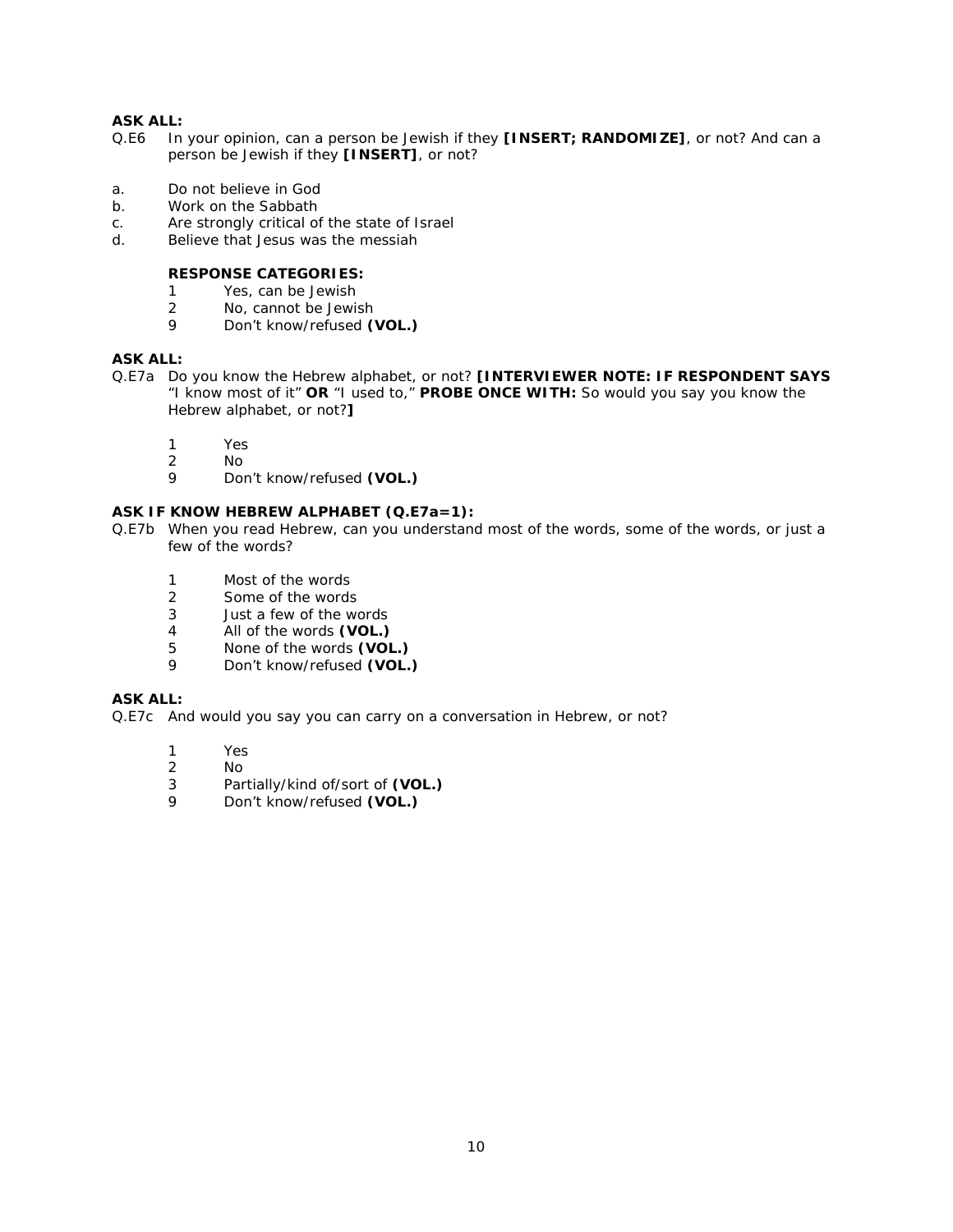**ASK ALL:**

Q.E6 In your opinion, can a person be Jewish if they **[INSERT; RANDOMIZE]**, or not? And can a person be Jewish if they **[INSERT]**, or not?

a. Do not believe in God
b. Work on the Sabbath
c. Are strongly critical of the state of Israel
d. Believe that Jesus was the messiah

**RESPONSE CATEGORIES:**

1 Yes, can be Jewish
2 No, cannot be Jewish
9 Don't know/refused **(VOL.)**

**ASK ALL:**

Q.E7a Do you know the Hebrew alphabet, or not? **[INTERVIEWER NOTE: IF RESPONDENT SAYS** "I know most of it" **OR** "I used to," **PROBE ONCE WITH:** So would you say you know the Hebrew alphabet, or not?**]**

1 Yes
2 No
9 Don't know/refused **(VOL.)**

**ASK IF KNOW HEBREW ALPHABET (Q.E7a=1):**

Q.E7b When you read Hebrew, can you understand most of the words, some of the words, or just a few of the words?

1 Most of the words
2 Some of the words
3 Just a few of the words
4 All of the words **(VOL.)**
5 None of the words **(VOL.)**
9 Don't know/refused **(VOL.)**

**ASK ALL:**

Q.E7c And would you say you can carry on a conversation in Hebrew, or not?

1 Yes
2 No
3 Partially/kind of/sort of **(VOL.)**
9 Don't know/refused **(VOL.)**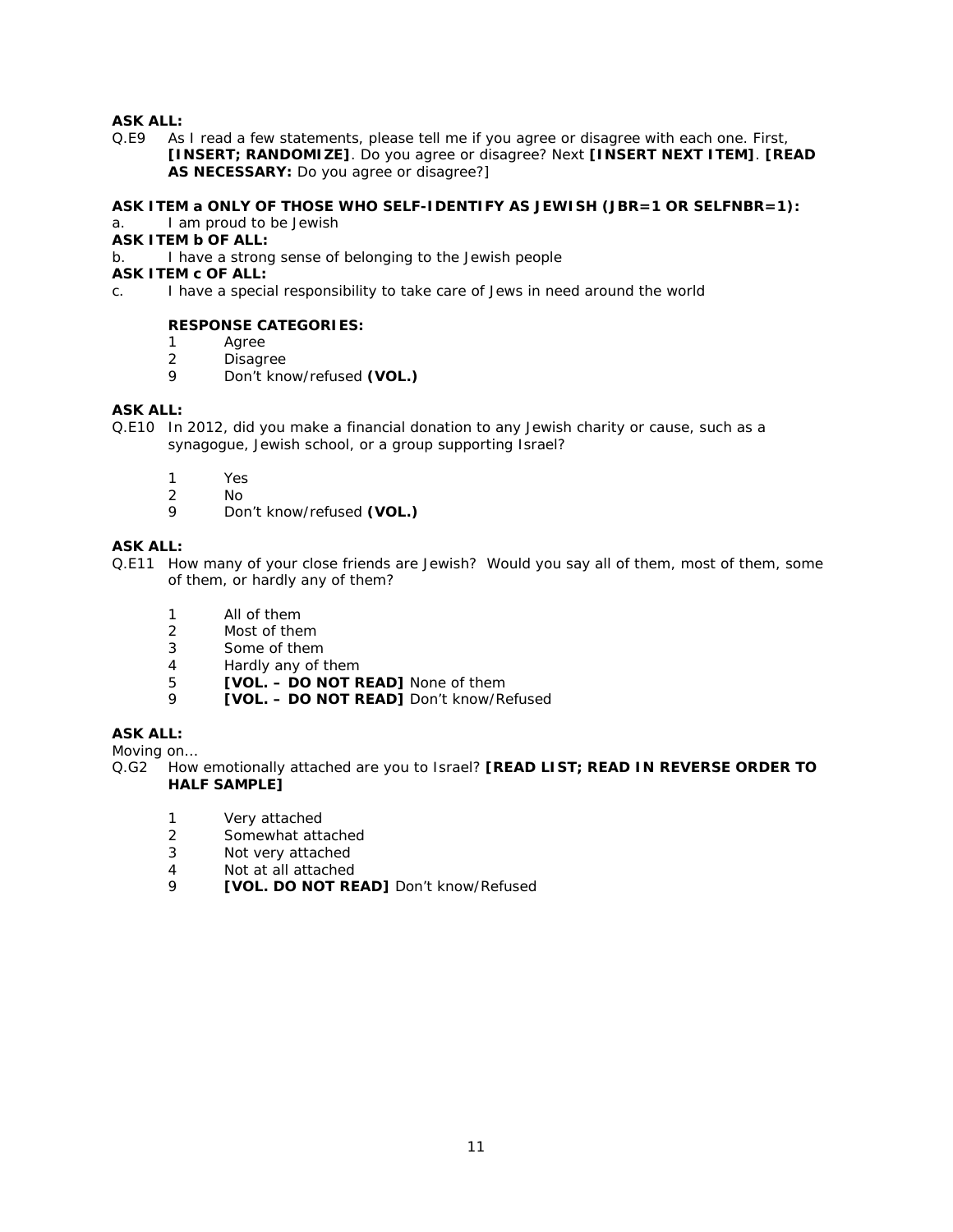**ASK ALL:**

Q.E9 As I read a few statements, please tell me if you agree or disagree with each one. First, **[INSERT; RANDOMIZE]**. Do you agree or disagree? Next **[INSERT NEXT ITEM]**. **[READ AS NECESSARY:** Do you agree or disagree?]

**ASK ITEM a ONLY OF THOSE WHO SELF-IDENTIFY AS JEWISH (JBR=1 OR SELFNBR=1):**

a. I am proud to be Jewish

**ASK ITEM b OF ALL:**

b. I have a strong sense of belonging to the Jewish people

**ASK ITEM c OF ALL:**

c. I have a special responsibility to take care of Jews in need around the world

**RESPONSE CATEGORIES:**

1 Agree
2 Disagree
9 Don't know/refused **(VOL.)**

**ASK ALL:**

Q.E10 In 2012, did you make a financial donation to any Jewish charity or cause, such as a synagogue, Jewish school, or a group supporting Israel?

1 Yes
2 No
9 Don't know/refused **(VOL.)**

**ASK ALL:**

Q.E11 How many of your close friends are Jewish? Would you say all of them, most of them, some of them, or hardly any of them?

1 All of them
2 Most of them
3 Some of them
4 Hardly any of them
5 **[VOL. – DO NOT READ]** None of them
9 **[VOL. – DO NOT READ]** Don't know/Refused

**ASK ALL:**

Moving on…

Q.G2 How emotionally attached are you to Israel? **[READ LIST; READ IN REVERSE ORDER TO HALF SAMPLE]**

1 Very attached
2 Somewhat attached
3 Not very attached
4 Not at all attached
9 **[VOL. DO NOT READ]** Don't know/Refused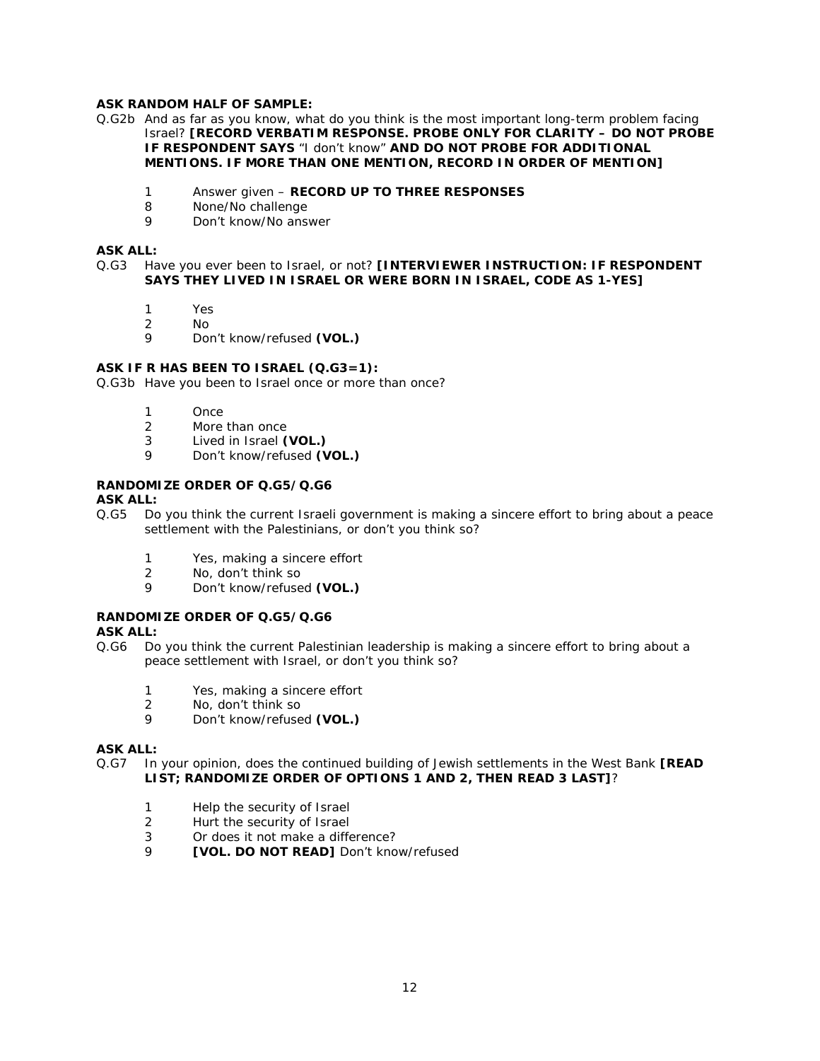**ASK RANDOM HALF OF SAMPLE:**

Q.G2b And as far as you know, what do you think is the most important long-term problem facing Israel? **[RECORD VERBATIM RESPONSE. PROBE ONLY FOR CLARITY – DO NOT PROBE IF RESPONDENT SAYS** "I don't know" **AND DO NOT PROBE FOR ADDITIONAL MENTIONS. IF MORE THAN ONE MENTION, RECORD IN ORDER OF MENTION]**

1 Answer given – **RECORD UP TO THREE RESPONSES**
8 None/No challenge
9 Don't know/No answer

**ASK ALL:**

Q.G3 Have you ever been to Israel, or not? **[INTERVIEWER INSTRUCTION: IF RESPONDENT SAYS THEY LIVED IN ISRAEL OR WERE BORN IN ISRAEL, CODE AS 1-YES]**

1 Yes
2 No
9 Don't know/refused **(VOL.)**

**ASK IF R HAS BEEN TO ISRAEL (Q.G3=1):**

Q.G3b Have you been to Israel once or more than once?

1 Once
2 More than once
3 Lived in Israel **(VOL.)**
9 Don't know/refused **(VOL.)**

**RANDOMIZE ORDER OF Q.G5/Q.G6**

**ASK ALL:**

Q.G5 Do you think the current Israeli government is making a sincere effort to bring about a peace settlement with the Palestinians, or don't you think so?

1 Yes, making a sincere effort
2 No, don't think so
9 Don't know/refused **(VOL.)**

**RANDOMIZE ORDER OF Q.G5/Q.G6**

**ASK ALL:**

Q.G6 Do you think the current Palestinian leadership is making a sincere effort to bring about a peace settlement with Israel, or don't you think so?

1 Yes, making a sincere effort
2 No, don't think so
9 Don't know/refused **(VOL.)**

**ASK ALL:**

Q.G7 In your opinion, does the continued building of Jewish settlements in the West Bank **[READ LIST; RANDOMIZE ORDER OF OPTIONS 1 AND 2, THEN READ 3 LAST]**?

1 Help the security of Israel
2 Hurt the security of Israel
3 Or does it not make a difference?
9 **[VOL. DO NOT READ]** Don't know/refused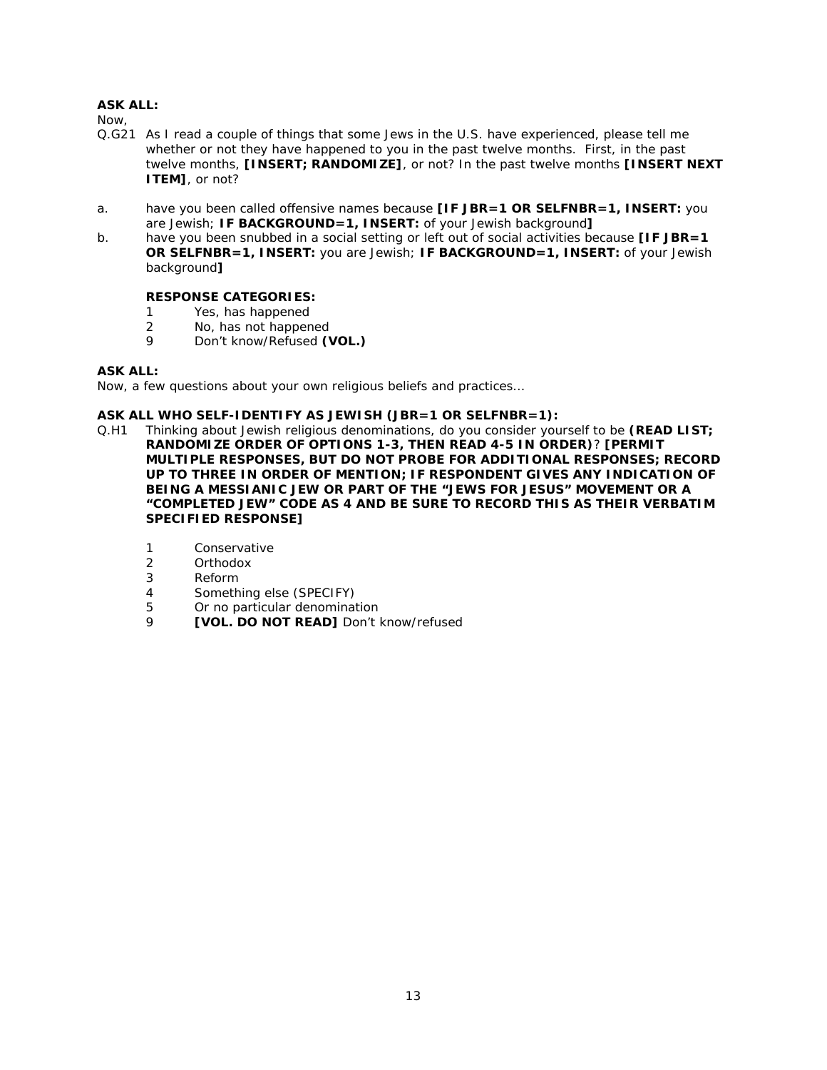**ASK ALL:**
Now,
Q.G21 As I read a couple of things that some Jews in the U.S. have experienced, please tell me whether or not they have happened to you in the past twelve months. First, in the past twelve months, **[INSERT; RANDOMIZE]**, or not? In the past twelve months **[INSERT NEXT ITEM]**, or not?

a. have you been called offensive names because **[IF JBR=1 OR SELFNBR=1, INSERT:** you are Jewish; **IF BACKGROUND=1, INSERT:** of your Jewish background**]**
b. have you been snubbed in a social setting or left out of social activities because **[IF JBR=1 OR SELFNBR=1, INSERT:** you are Jewish; **IF BACKGROUND=1, INSERT:** of your Jewish background**]**

**RESPONSE CATEGORIES:**
1 Yes, has happened
2 No, has not happened
9 Don't know/Refused **(VOL.)**

**ASK ALL:**
Now, a few questions about your own religious beliefs and practices…

**ASK ALL WHO SELF-IDENTIFY AS JEWISH (JBR=1 OR SELFNBR=1):**
Q.H1 Thinking about Jewish religious denominations, do you consider yourself to be **(READ LIST; RANDOMIZE ORDER OF OPTIONS 1-3, THEN READ 4-5 IN ORDER)**? **[PERMIT MULTIPLE RESPONSES, BUT DO NOT PROBE FOR ADDITIONAL RESPONSES; RECORD UP TO THREE IN ORDER OF MENTION; IF RESPONDENT GIVES ANY INDICATION OF BEING A MESSIANIC JEW OR PART OF THE "JEWS FOR JESUS" MOVEMENT OR A "COMPLETED JEW" CODE AS 4 AND BE SURE TO RECORD THIS AS THEIR VERBATIM SPECIFIED RESPONSE]**

1 Conservative
2 Orthodox
3 Reform
4 Something else (SPECIFY)
5 Or no particular denomination
9 **[VOL. DO NOT READ]** Don't know/refused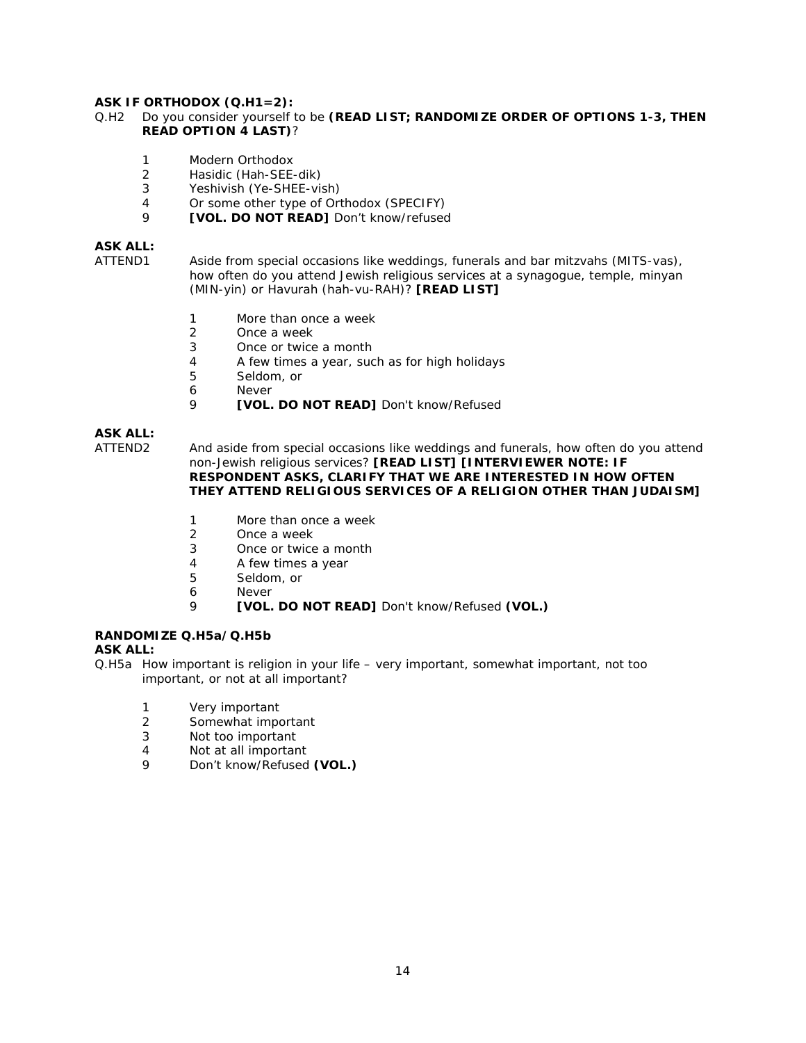**ASK IF ORTHODOX (Q.H1=2):**

Q.H2 Do you consider yourself to be **(READ LIST; RANDOMIZE ORDER OF OPTIONS 1-3, THEN READ OPTION 4 LAST)**?

1 Modern Orthodox
2 Hasidic (Hah-SEE-dik)
3 Yeshivish (Ye-SHEE-vish)
4 Or some other type of Orthodox (SPECIFY)
9 **[VOL. DO NOT READ]** Don't know/refused

**ASK ALL:**

ATTEND1 Aside from special occasions like weddings, funerals and bar mitzvahs (MITS-vas), how often do you attend Jewish religious services at a synagogue, temple, minyan (MIN-yin) or Havurah (hah-vu-RAH)? **[READ LIST]**

1 More than once a week
2 Once a week
3 Once or twice a month
4 A few times a year, such as for high holidays
5 Seldom, or
6 Never
9 **[VOL. DO NOT READ]** Don't know/Refused

**ASK ALL:**

ATTEND2 And aside from special occasions like weddings and funerals, how often do you attend non-Jewish religious services? **[READ LIST] [INTERVIEWER NOTE: IF RESPONDENT ASKS, CLARIFY THAT WE ARE INTERESTED IN HOW OFTEN THEY ATTEND RELIGIOUS SERVICES OF A RELIGION OTHER THAN JUDAISM]**

1 More than once a week
2 Once a week
3 Once or twice a month
4 A few times a year
5 Seldom, or
6 Never
9 **[VOL. DO NOT READ]** Don't know/Refused **(VOL.)**

**RANDOMIZE Q.H5a/Q.H5b**

**ASK ALL:**

Q.H5a How important is religion in your life – very important, somewhat important, not too important, or not at all important?

1 Very important
2 Somewhat important
3 Not too important
4 Not at all important
9 Don't know/Refused **(VOL.)**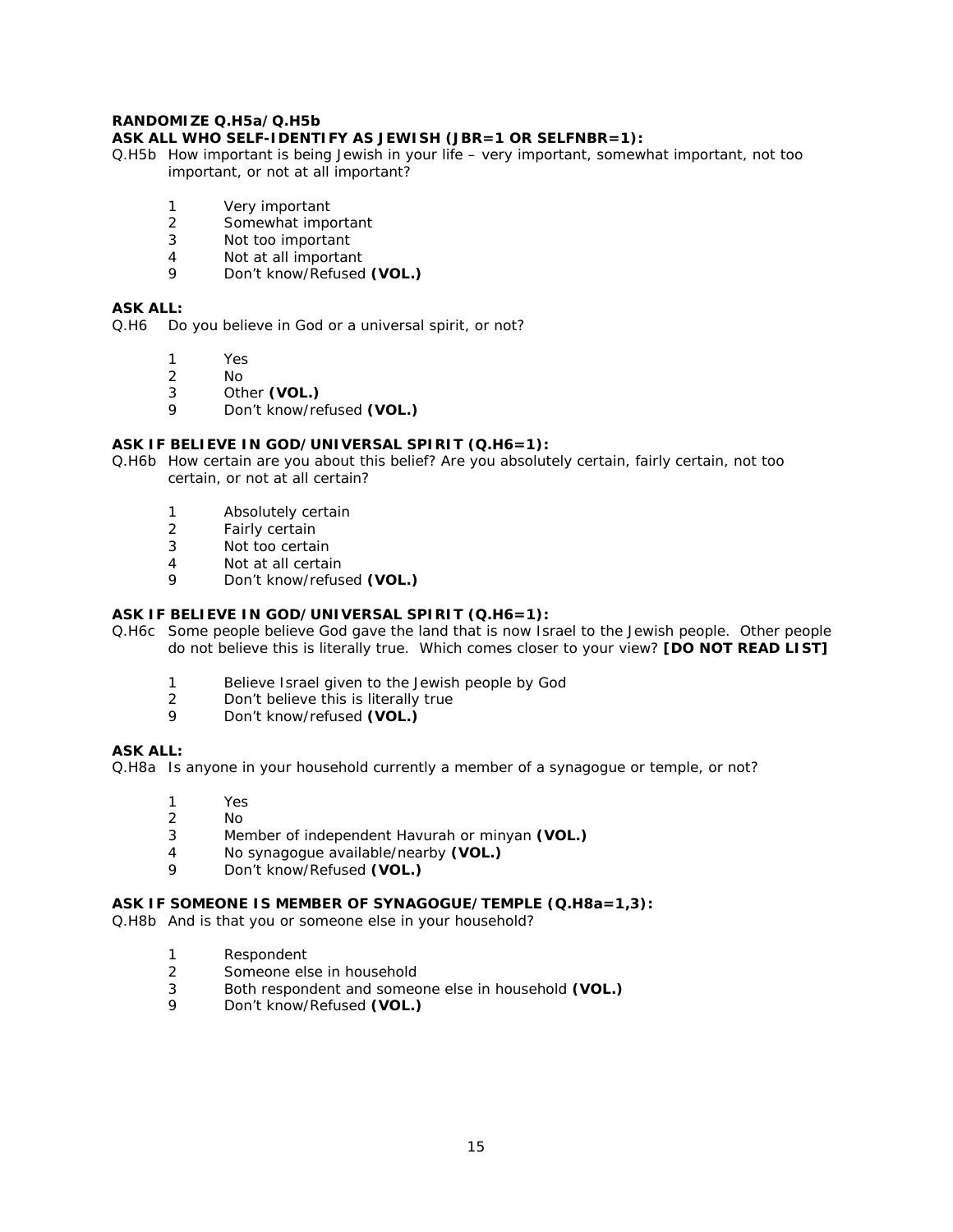**RANDOMIZE Q.H5a/Q.H5b**
**ASK ALL WHO SELF-IDENTIFY AS JEWISH (JBR=1 OR SELFNBR=1):**

Q.H5b How important is being Jewish in your life – very important, somewhat important, not too important, or not at all important?

1 Very important
2 Somewhat important
3 Not too important
4 Not at all important
9 Don't know/Refused **(VOL.)**

**ASK ALL:**

Q.H6 Do you believe in God or a universal spirit, or not?

1 Yes
2 No
3 Other **(VOL.)**
9 Don't know/refused **(VOL.)**

**ASK IF BELIEVE IN GOD/UNIVERSAL SPIRIT (Q.H6=1):**

Q.H6b How certain are you about this belief? Are you absolutely certain, fairly certain, not too certain, or not at all certain?

1 Absolutely certain
2 Fairly certain
3 Not too certain
4 Not at all certain
9 Don't know/refused **(VOL.)**

**ASK IF BELIEVE IN GOD/UNIVERSAL SPIRIT (Q.H6=1):**

Q.H6c Some people believe God gave the land that is now Israel to the Jewish people. Other people do not believe this is literally true. Which comes closer to your view? **[DO NOT READ LIST]**

1 Believe Israel given to the Jewish people by God
2 Don't believe this is literally true
9 Don't know/refused **(VOL.)**

**ASK ALL:**

Q.H8a Is anyone in your household currently a member of a synagogue or temple, or not?

1 Yes
2 No
3 Member of independent Havurah or minyan **(VOL.)**
4 No synagogue available/nearby **(VOL.)**
9 Don't know/Refused **(VOL.)**

**ASK IF SOMEONE IS MEMBER OF SYNAGOGUE/TEMPLE (Q.H8a=1,3):**

Q.H8b And is that you or someone else in your household?

1 Respondent
2 Someone else in household
3 Both respondent and someone else in household **(VOL.)**
9 Don't know/Refused **(VOL.)**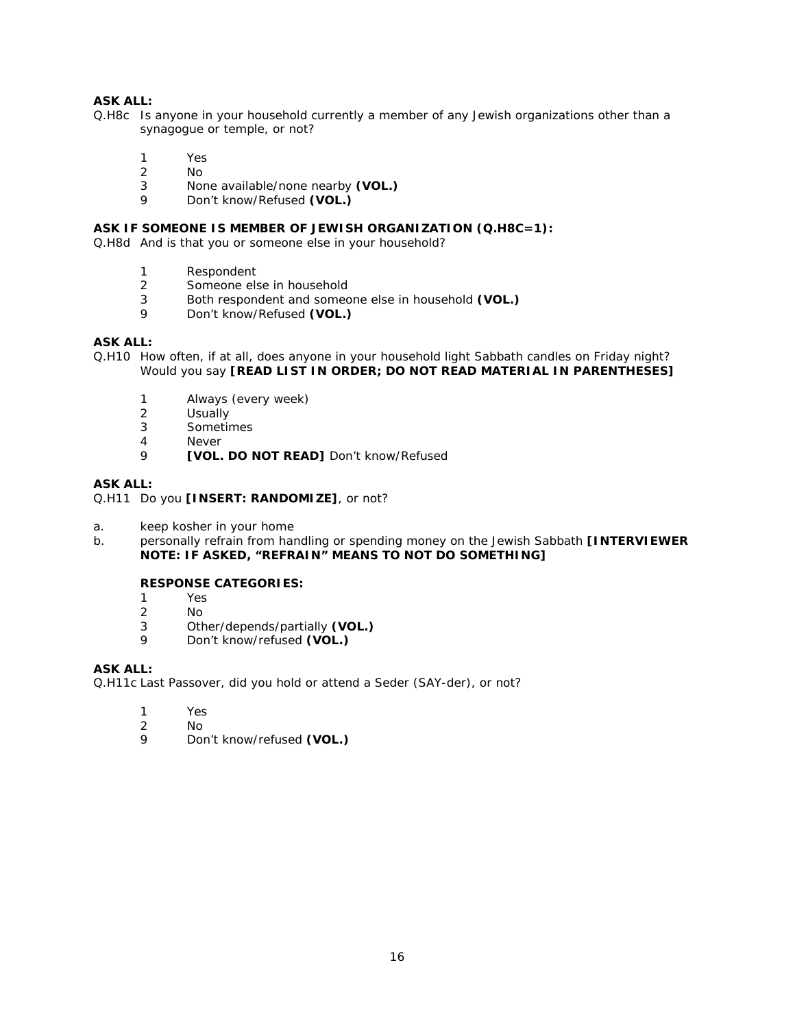**ASK ALL:**

Q.H8c Is anyone in your household currently a member of any Jewish organizations other than a synagogue or temple, or not?

1 Yes
2 No
3 None available/none nearby **(VOL.)**
9 Don't know/Refused **(VOL.)**

**ASK IF SOMEONE IS MEMBER OF JEWISH ORGANIZATION (Q.H8C=1):**

Q.H8d And is that you or someone else in your household?

1 Respondent
2 Someone else in household
3 Both respondent and someone else in household **(VOL.)**
9 Don't know/Refused **(VOL.)**

**ASK ALL:**

Q.H10 How often, if at all, does anyone in your household light Sabbath candles on Friday night? Would you say **[READ LIST IN ORDER; DO NOT READ MATERIAL IN PARENTHESES]**

1 Always (every week)
2 Usually
3 Sometimes
4 Never
9 **[VOL. DO NOT READ]** Don't know/Refused

**ASK ALL:**

Q.H11 Do you **[INSERT: RANDOMIZE]**, or not?

a. keep kosher in your home
b. personally refrain from handling or spending money on the Jewish Sabbath **[INTERVIEWER NOTE: IF ASKED, "REFRAIN" MEANS TO NOT DO SOMETHING]**

**RESPONSE CATEGORIES:**

1 Yes
2 No
3 Other/depends/partially **(VOL.)**
9 Don't know/refused **(VOL.)**

**ASK ALL:**

Q.H11c Last Passover, did you hold or attend a Seder (SAY-der), or not?

1 Yes
2 No
9 Don't know/refused **(VOL.)**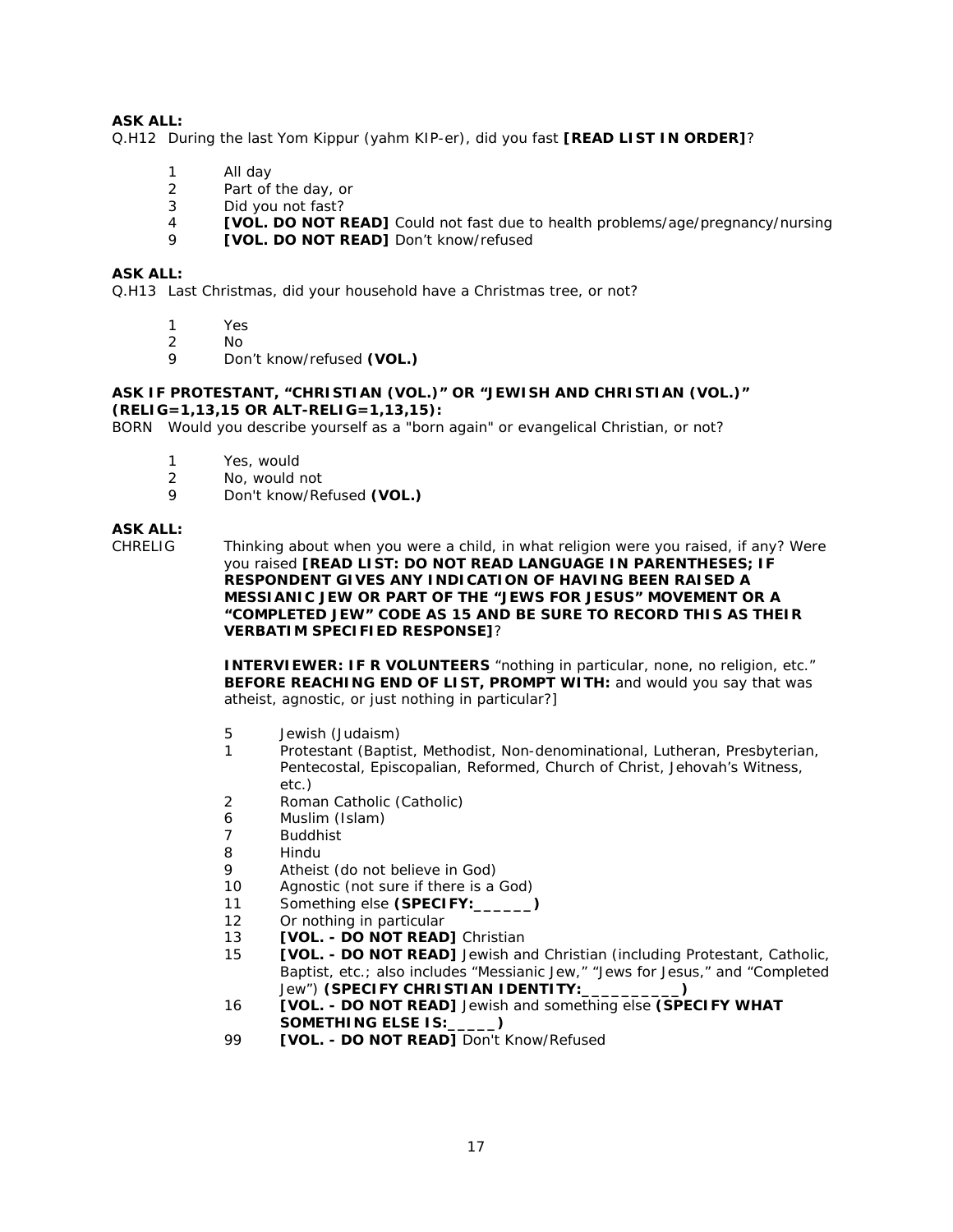**ASK ALL:**

Q.H12 During the last Yom Kippur (yahm KIP-er), did you fast **[READ LIST IN ORDER]**?

1 All day
2 Part of the day, or
3 Did you not fast?
4 **[VOL. DO NOT READ]** Could not fast due to health problems/age/pregnancy/nursing
9 **[VOL. DO NOT READ]** Don't know/refused

**ASK ALL:**

Q.H13 Last Christmas, did your household have a Christmas tree, or not?

1 Yes
2 No
9 Don't know/refused **(VOL.)**

**ASK IF PROTESTANT, "CHRISTIAN (VOL.)" OR "JEWISH AND CHRISTIAN (VOL.)" (RELIG=1,13,15 OR ALT-RELIG=1,13,15):**

BORN Would you describe yourself as a "born again" or evangelical Christian, or not?

1 Yes, would
2 No, would not
9 Don't know/Refused **(VOL.)**

**ASK ALL:**

CHRELIG Thinking about when you were a child, in what religion were you raised, if any? Were you raised **[READ LIST: DO NOT READ LANGUAGE IN PARENTHESES; IF RESPONDENT GIVES ANY INDICATION OF HAVING BEEN RAISED A MESSIANIC JEW OR PART OF THE "JEWS FOR JESUS" MOVEMENT OR A "COMPLETED JEW" CODE AS 15 AND BE SURE TO RECORD THIS AS THEIR VERBATIM SPECIFIED RESPONSE]**?

**INTERVIEWER: IF R VOLUNTEERS** "nothing in particular, none, no religion, etc." **BEFORE REACHING END OF LIST, PROMPT WITH:** and would you say that was atheist, agnostic, or just nothing in particular?]

5 Jewish (Judaism)
1 Protestant (Baptist, Methodist, Non-denominational, Lutheran, Presbyterian, Pentecostal, Episcopalian, Reformed, Church of Christ, Jehovah's Witness, etc.)
2 Roman Catholic (Catholic)
6 Muslim (Islam)
7 Buddhist
8 Hindu
9 Atheist (do not believe in God)
10 Agnostic (not sure if there is a God)
11 Something else **(SPECIFY:______)**
12 Or nothing in particular
13 **[VOL. - DO NOT READ]** Christian
15 **[VOL. - DO NOT READ]** Jewish and Christian (including Protestant, Catholic, Baptist, etc.; also includes "Messianic Jew," "Jews for Jesus," and "Completed Jew") **(SPECIFY CHRISTIAN IDENTITY:___________)**
16 **[VOL. - DO NOT READ]** Jewish and something else **(SPECIFY WHAT SOMETHING ELSE IS:_____)**
99 **[VOL. - DO NOT READ]** Don't Know/Refused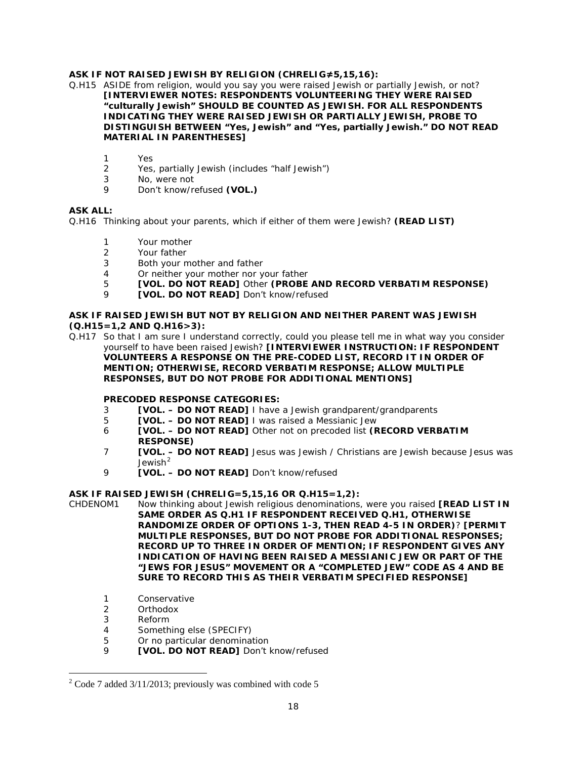**ASK IF NOT RAISED JEWISH BY RELIGION (CHRELIG≠5,15,16):**

Q.H15 ASIDE from religion, would you say you were raised Jewish or partially Jewish, or not? **[INTERVIEWER NOTES: RESPONDENTS VOLUNTEERING THEY WERE RAISED "culturally Jewish" SHOULD BE COUNTED AS JEWISH. FOR ALL RESPONDENTS INDICATING THEY WERE RAISED JEWISH OR PARTIALLY JEWISH, PROBE TO DISTINGUISH BETWEEN "Yes, Jewish" and "Yes, partially Jewish." DO NOT READ MATERIAL IN PARENTHESES]**

1 Yes
2 Yes, partially Jewish (includes "half Jewish")
3 No, were not
9 Don't know/refused **(VOL.)**

**ASK ALL:**

Q.H16 Thinking about your parents, which if either of them were Jewish? **(READ LIST)**

1 Your mother
2 Your father
3 Both your mother and father
4 Or neither your mother nor your father
5 **[VOL. DO NOT READ]** Other **(PROBE AND RECORD VERBATIM RESPONSE)**
9 **[VOL. DO NOT READ]** Don't know/refused

**ASK IF RAISED JEWISH BUT NOT BY RELIGION AND NEITHER PARENT WAS JEWISH (Q.H15=1,2 AND Q.H16>3):**

Q.H17 So that I am sure I understand correctly, could you please tell me in what way you consider yourself to have been raised Jewish? **[INTERVIEWER INSTRUCTION: IF RESPONDENT VOLUNTEERS A RESPONSE ON THE PRE-CODED LIST, RECORD IT IN ORDER OF MENTION; OTHERWISE, RECORD VERBATIM RESPONSE; ALLOW MULTIPLE RESPONSES, BUT DO NOT PROBE FOR ADDITIONAL MENTIONS]**

**PRECODED RESPONSE CATEGORIES:**

3 **[VOL. – DO NOT READ]** I have a Jewish grandparent/grandparents
5 **[VOL. – DO NOT READ]** I was raised a Messianic Jew
6 **[VOL. – DO NOT READ]** Other not on precoded list **(RECORD VERBATIM RESPONSE)**
7 **[VOL. – DO NOT READ]** Jesus was Jewish / Christians are Jewish because Jesus was Jewish[2]
9 **[VOL. – DO NOT READ]** Don't know/refused

**ASK IF RAISED JEWISH (CHRELIG=5,15,16 OR Q.H15=1,2):**

CHDENOM1 Now thinking about Jewish religious denominations, were you raised **[READ LIST IN SAME ORDER AS Q.H1 IF RESPONDENT RECEIVED Q.H1, OTHERWISE RANDOMIZE ORDER OF OPTIONS 1-3, THEN READ 4-5 IN ORDER)**? **[PERMIT MULTIPLE RESPONSES, BUT DO NOT PROBE FOR ADDITIONAL RESPONSES; RECORD UP TO THREE IN ORDER OF MENTION; IF RESPONDENT GIVES ANY INDICATION OF HAVING BEEN RAISED A MESSIANIC JEW OR PART OF THE "JEWS FOR JESUS" MOVEMENT OR A "COMPLETED JEW" CODE AS 4 AND BE SURE TO RECORD THIS AS THEIR VERBATIM SPECIFIED RESPONSE]**

1 Conservative
2 Orthodox
3 Reform
4 Something else (SPECIFY)
5 Or no particular denomination
9 **[VOL. DO NOT READ]** Don't know/refused

---

[2] Code 7 added 3/11/2013; previously was combined with code 5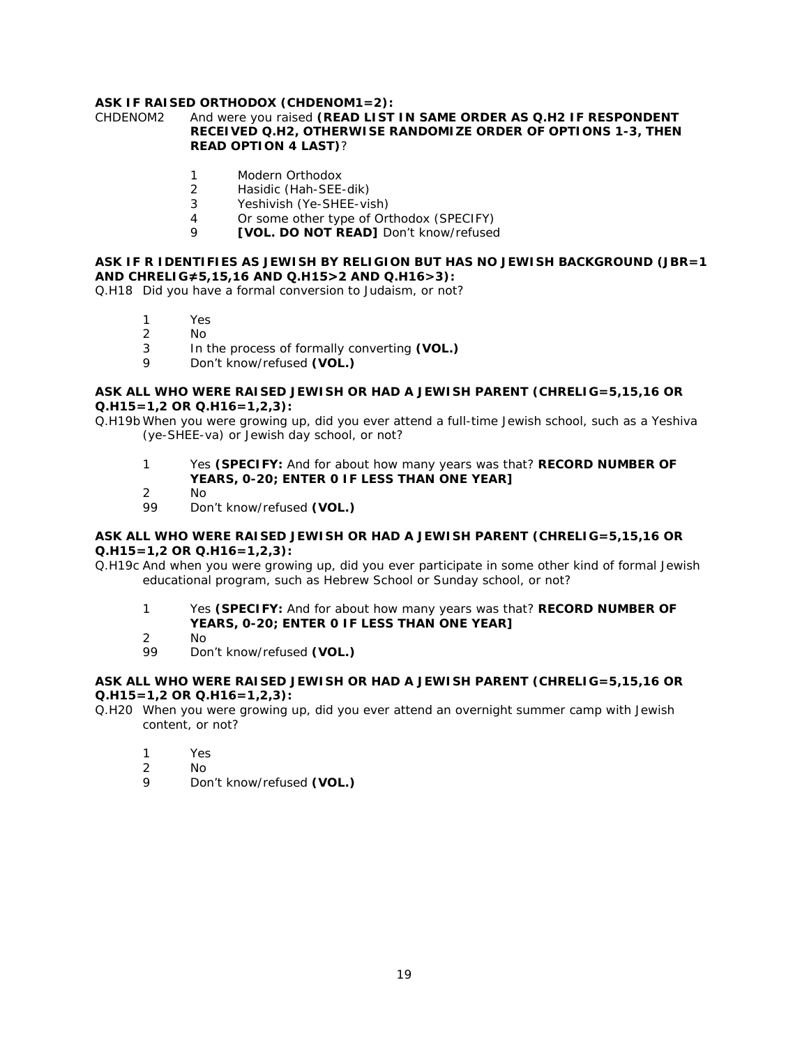**ASK IF RAISED ORTHODOX (CHDENOM1=2):**

CHDENOM2 And were you raised **(READ LIST IN SAME ORDER AS Q.H2 IF RESPONDENT RECEIVED Q.H2, OTHERWISE RANDOMIZE ORDER OF OPTIONS 1-3, THEN READ OPTION 4 LAST)**?

1 Modern Orthodox
2 Hasidic (Hah-SEE-dik)
3 Yeshivish (Ye-SHEE-vish)
4 Or some other type of Orthodox (SPECIFY)
9 **[VOL. DO NOT READ]** Don't know/refused

**ASK IF R IDENTIFIES AS JEWISH BY RELIGION BUT HAS NO JEWISH BACKGROUND (JBR=1 AND CHRELIG≠5,15,16 AND Q.H15>2 AND Q.H16>3):**

Q.H18 Did you have a formal conversion to Judaism, or not?

1 Yes
2 No
3 In the process of formally converting **(VOL.)**
9 Don't know/refused **(VOL.)**

**ASK ALL WHO WERE RAISED JEWISH OR HAD A JEWISH PARENT (CHRELIG=5,15,16 OR Q.H15=1,2 OR Q.H16=1,2,3):**

Q.H19b When you were growing up, did you ever attend a full-time Jewish school, such as a Yeshiva (ye-SHEE-va) or Jewish day school, or not?

1 Yes **(SPECIFY:** And for about how many years was that? **RECORD NUMBER OF YEARS, 0-20; ENTER 0 IF LESS THAN ONE YEAR]**
2 No
99 Don't know/refused **(VOL.)**

**ASK ALL WHO WERE RAISED JEWISH OR HAD A JEWISH PARENT (CHRELIG=5,15,16 OR Q.H15=1,2 OR Q.H16=1,2,3):**

Q.H19c And when you were growing up, did you ever participate in some other kind of formal Jewish educational program, such as Hebrew School or Sunday school, or not?

1 Yes **(SPECIFY:** And for about how many years was that? **RECORD NUMBER OF YEARS, 0-20; ENTER 0 IF LESS THAN ONE YEAR]**
2 No
99 Don't know/refused **(VOL.)**

**ASK ALL WHO WERE RAISED JEWISH OR HAD A JEWISH PARENT (CHRELIG=5,15,16 OR Q.H15=1,2 OR Q.H16=1,2,3):**

Q.H20 When you were growing up, did you ever attend an overnight summer camp with Jewish content, or not?

1 Yes
2 No
9 Don't know/refused **(VOL.)**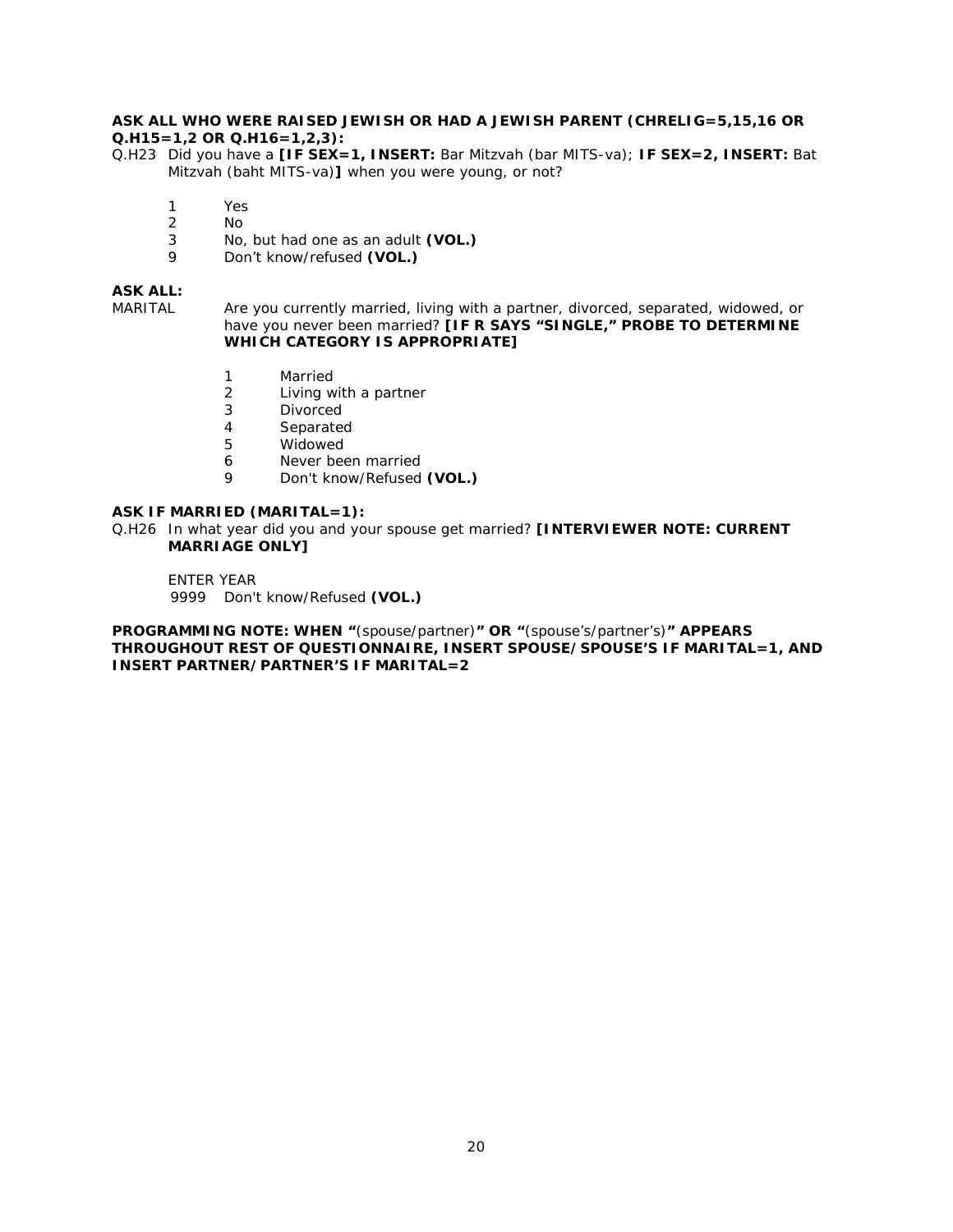**ASK ALL WHO WERE RAISED JEWISH OR HAD A JEWISH PARENT (CHRELIG=5,15,16 OR Q.H15=1,2 OR Q.H16=1,2,3):**

Q.H23 Did you have a **[IF SEX=1, INSERT:** Bar Mitzvah (bar MITS-va); **IF SEX=2, INSERT:** Bat Mitzvah (baht MITS-va)**]** when you were young, or not?

1 Yes
2 No
3 No, but had one as an adult **(VOL.)**
9 Don't know/refused **(VOL.)**

**ASK ALL:**

MARITAL Are you currently married, living with a partner, divorced, separated, widowed, or have you never been married? **[IF R SAYS "SINGLE," PROBE TO DETERMINE WHICH CATEGORY IS APPROPRIATE]**

1 Married
2 Living with a partner
3 Divorced
4 Separated
5 Widowed
6 Never been married
9 Don't know/Refused **(VOL.)**

**ASK IF MARRIED (MARITAL=1):**

Q.H26 In what year did you and your spouse get married? **[INTERVIEWER NOTE: CURRENT MARRIAGE ONLY]**

ENTER YEAR
9999 Don't know/Refused **(VOL.)**

**PROGRAMMING NOTE: WHEN "**(spouse/partner)**" OR "**(spouse's/partner's)**" APPEARS THROUGHOUT REST OF QUESTIONNAIRE, INSERT SPOUSE/SPOUSE'S IF MARITAL=1, AND INSERT PARTNER/PARTNER'S IF MARITAL=2**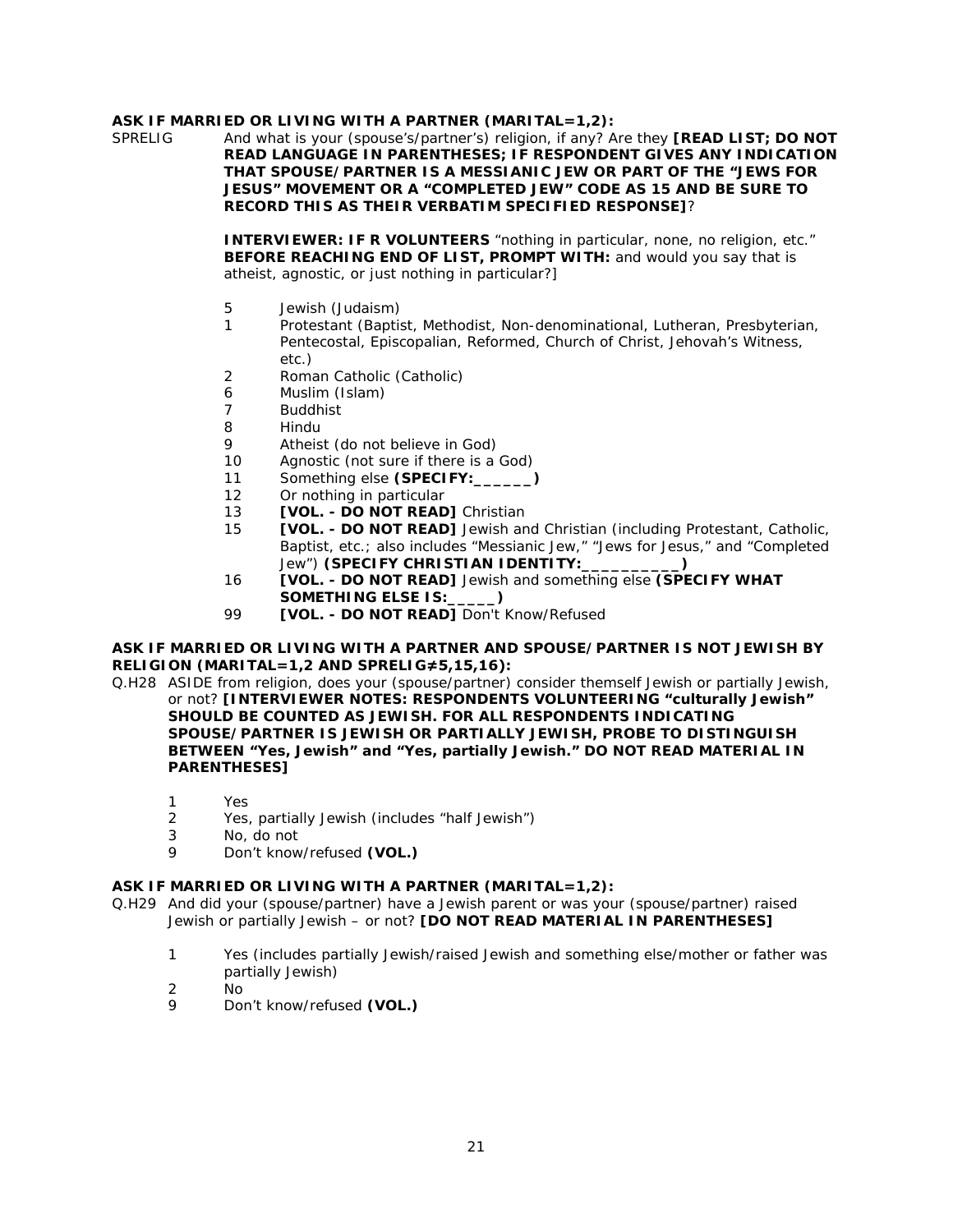**ASK IF MARRIED OR LIVING WITH A PARTNER (MARITAL=1,2):**

SPRELIG And what is your (spouse's/partner's) religion, if any? Are they **[READ LIST; DO NOT READ LANGUAGE IN PARENTHESES; IF RESPONDENT GIVES ANY INDICATION THAT SPOUSE/PARTNER IS A MESSIANIC JEW OR PART OF THE "JEWS FOR JESUS" MOVEMENT OR A "COMPLETED JEW" CODE AS 15 AND BE SURE TO RECORD THIS AS THEIR VERBATIM SPECIFIED RESPONSE]**?

**INTERVIEWER: IF R VOLUNTEERS** "nothing in particular, none, no religion, etc." **BEFORE REACHING END OF LIST, PROMPT WITH:** and would you say that is atheist, agnostic, or just nothing in particular?]

- 5 Jewish (Judaism)
- 1 Protestant (Baptist, Methodist, Non-denominational, Lutheran, Presbyterian, Pentecostal, Episcopalian, Reformed, Church of Christ, Jehovah's Witness, etc.)
- 2 Roman Catholic (Catholic)
- 6 Muslim (Islam)
- 7 Buddhist
- 8 Hindu
- 9 Atheist (do not believe in God)
- 10 Agnostic (not sure if there is a God)
- 11 Something else **(SPECIFY:______)**
- 12 Or nothing in particular
- 13 **[VOL. - DO NOT READ]** Christian
- 15 **[VOL. - DO NOT READ]** Jewish and Christian (including Protestant, Catholic, Baptist, etc.; also includes "Messianic Jew," "Jews for Jesus," and "Completed Jew") **(SPECIFY CHRISTIAN IDENTITY:___________)**
- 16 **[VOL. - DO NOT READ]** Jewish and something else **(SPECIFY WHAT SOMETHING ELSE IS:_____)**
- 99 **[VOL. - DO NOT READ]** Don't Know/Refused

**ASK IF MARRIED OR LIVING WITH A PARTNER AND SPOUSE/PARTNER IS NOT JEWISH BY RELIGION (MARITAL=1,2 AND SPRELIG≠5,15,16):**

Q.H28 ASIDE from religion, does your (spouse/partner) consider themself Jewish or partially Jewish, or not? **[INTERVIEWER NOTES: RESPONDENTS VOLUNTEERING "culturally Jewish" SHOULD BE COUNTED AS JEWISH. FOR ALL RESPONDENTS INDICATING SPOUSE/PARTNER IS JEWISH OR PARTIALLY JEWISH, PROBE TO DISTINGUISH BETWEEN "Yes, Jewish" and "Yes, partially Jewish." DO NOT READ MATERIAL IN PARENTHESES]**

- 1 Yes
- 2 Yes, partially Jewish (includes "half Jewish")
- 3 No, do not
- 9 Don't know/refused **(VOL.)**

**ASK IF MARRIED OR LIVING WITH A PARTNER (MARITAL=1,2):**

Q.H29 And did your (spouse/partner) have a Jewish parent or was your (spouse/partner) raised Jewish or partially Jewish – or not? **[DO NOT READ MATERIAL IN PARENTHESES]**

- 1 Yes (includes partially Jewish/raised Jewish and something else/mother or father was partially Jewish)
- 2 No
- 9 Don't know/refused **(VOL.)**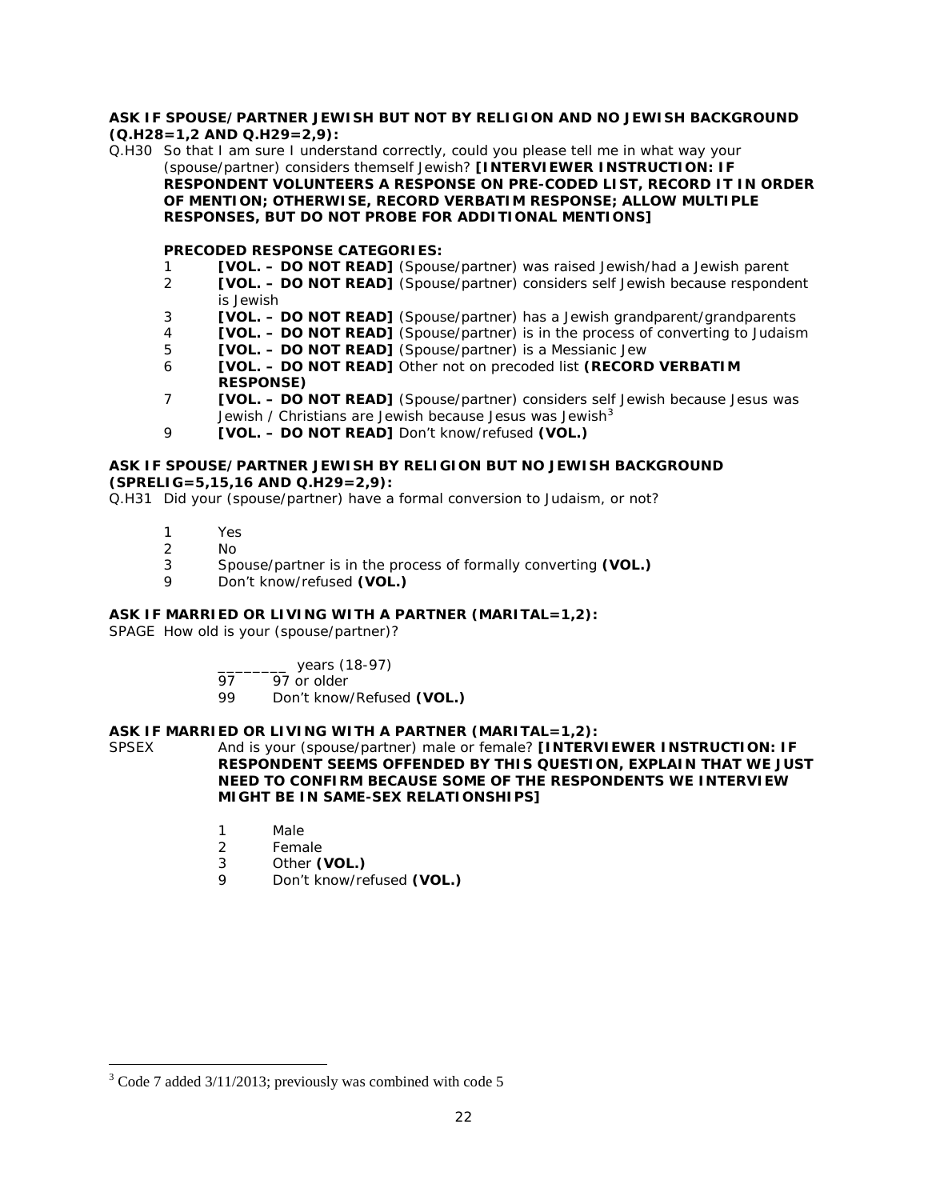**ASK IF SPOUSE/PARTNER JEWISH BUT NOT BY RELIGION AND NO JEWISH BACKGROUND (Q.H28=1,2 AND Q.H29=2,9):**

Q.H30 So that I am sure I understand correctly, could you please tell me in what way your (spouse/partner) considers themself Jewish? **[INTERVIEWER INSTRUCTION: IF RESPONDENT VOLUNTEERS A RESPONSE ON PRE-CODED LIST, RECORD IT IN ORDER OF MENTION; OTHERWISE, RECORD VERBATIM RESPONSE; ALLOW MULTIPLE RESPONSES, BUT DO NOT PROBE FOR ADDITIONAL MENTIONS]**

**PRECODED RESPONSE CATEGORIES:**

1 **[VOL. – DO NOT READ]** (Spouse/partner) was raised Jewish/had a Jewish parent
2 **[VOL. – DO NOT READ]** (Spouse/partner) considers self Jewish because respondent is Jewish
3 **[VOL. – DO NOT READ]** (Spouse/partner) has a Jewish grandparent/grandparents
4 **[VOL. – DO NOT READ]** (Spouse/partner) is in the process of converting to Judaism
5 **[VOL. – DO NOT READ]** (Spouse/partner) is a Messianic Jew
6 **[VOL. – DO NOT READ]** Other not on precoded list **(RECORD VERBATIM RESPONSE)**
7 **[VOL. – DO NOT READ]** (Spouse/partner) considers self Jewish because Jesus was Jewish / Christians are Jewish because Jesus was Jewish[3]
9 **[VOL. – DO NOT READ]** Don't know/refused **(VOL.)**

**ASK IF SPOUSE/PARTNER JEWISH BY RELIGION BUT NO JEWISH BACKGROUND (SPRELIG=5,15,16 AND Q.H29=2,9):**

Q.H31 Did your (spouse/partner) have a formal conversion to Judaism, or not?

1 Yes
2 No
3 Spouse/partner is in the process of formally converting **(VOL.)**
9 Don't know/refused **(VOL.)**

**ASK IF MARRIED OR LIVING WITH A PARTNER (MARITAL=1,2):**

SPAGE How old is your (spouse/partner)?

________ years (18-97)
97 97 or older
99 Don't know/Refused **(VOL.)**

**ASK IF MARRIED OR LIVING WITH A PARTNER (MARITAL=1,2):**

SPSEX And is your (spouse/partner) male or female? **[INTERVIEWER INSTRUCTION: IF RESPONDENT SEEMS OFFENDED BY THIS QUESTION, EXPLAIN THAT WE JUST NEED TO CONFIRM BECAUSE SOME OF THE RESPONDENTS WE INTERVIEW MIGHT BE IN SAME-SEX RELATIONSHIPS]**

1 Male
2 Female
3 Other **(VOL.)**
9 Don't know/refused **(VOL.)**

---

[3] Code 7 added 3/11/2013; previously was combined with code 5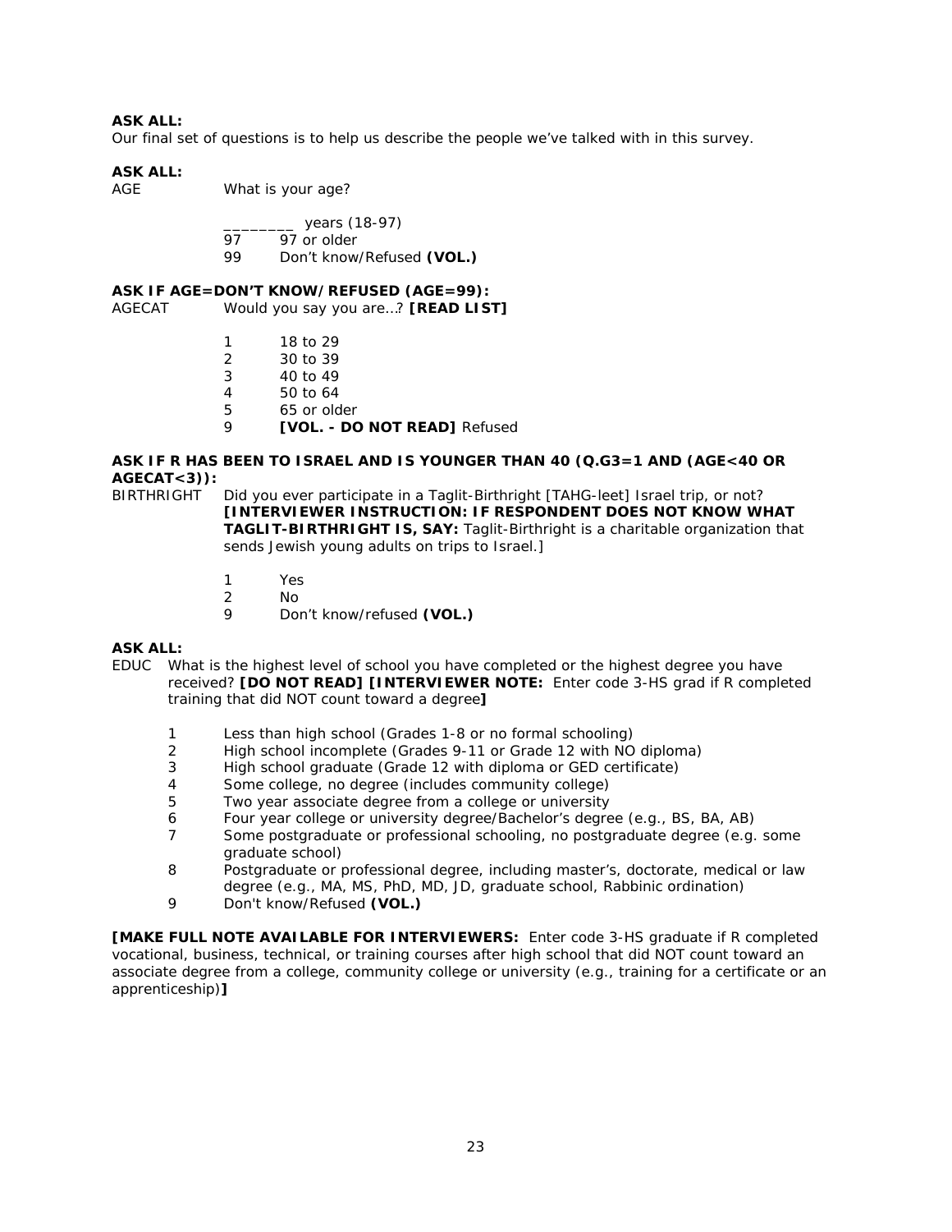**ASK ALL:**
Our final set of questions is to help us describe the people we've talked with in this survey.

**ASK ALL:**
AGE What is your age?

________ years (18-97)
97 97 or older
99 Don't know/Refused **(VOL.)**

**ASK IF AGE=DON'T KNOW/REFUSED (AGE=99):**
AGECAT Would you say you are…? **[READ LIST]**

1 18 to 29
2 30 to 39
3 40 to 49
4 50 to 64
5 65 or older
9 **[VOL. - DO NOT READ]** Refused

**ASK IF R HAS BEEN TO ISRAEL AND IS YOUNGER THAN 40 (Q.G3=1 AND (AGE<40 OR AGECAT<3)):**
BIRTHRIGHT Did you ever participate in a Taglit-Birthright [TAHG-leet] Israel trip, or not? **[INTERVIEWER INSTRUCTION: IF RESPONDENT DOES NOT KNOW WHAT TAGLIT-BIRTHRIGHT IS, SAY:** Taglit-Birthright is a charitable organization that sends Jewish young adults on trips to Israel.]

1 Yes
2 No
9 Don't know/refused **(VOL.)**

**ASK ALL:**
EDUC What is the highest level of school you have completed or the highest degree you have received? **[DO NOT READ] [INTERVIEWER NOTE:** Enter code 3-HS grad if R completed training that did NOT count toward a degree**]**

1 Less than high school (Grades 1-8 or no formal schooling)
2 High school incomplete (Grades 9-11 or Grade 12 with NO diploma)
3 High school graduate (Grade 12 with diploma or GED certificate)
4 Some college, no degree (includes community college)
5 Two year associate degree from a college or university
6 Four year college or university degree/Bachelor's degree (e.g., BS, BA, AB)
7 Some postgraduate or professional schooling, no postgraduate degree (e.g. some graduate school)
8 Postgraduate or professional degree, including master's, doctorate, medical or law degree (e.g., MA, MS, PhD, MD, JD, graduate school, Rabbinic ordination)
9 Don't know/Refused **(VOL.)**

**[MAKE FULL NOTE AVAILABLE FOR INTERVIEWERS:** Enter code 3-HS graduate if R completed vocational, business, technical, or training courses after high school that did NOT count toward an associate degree from a college, community college or university (e.g., training for a certificate or an apprenticeship)**]**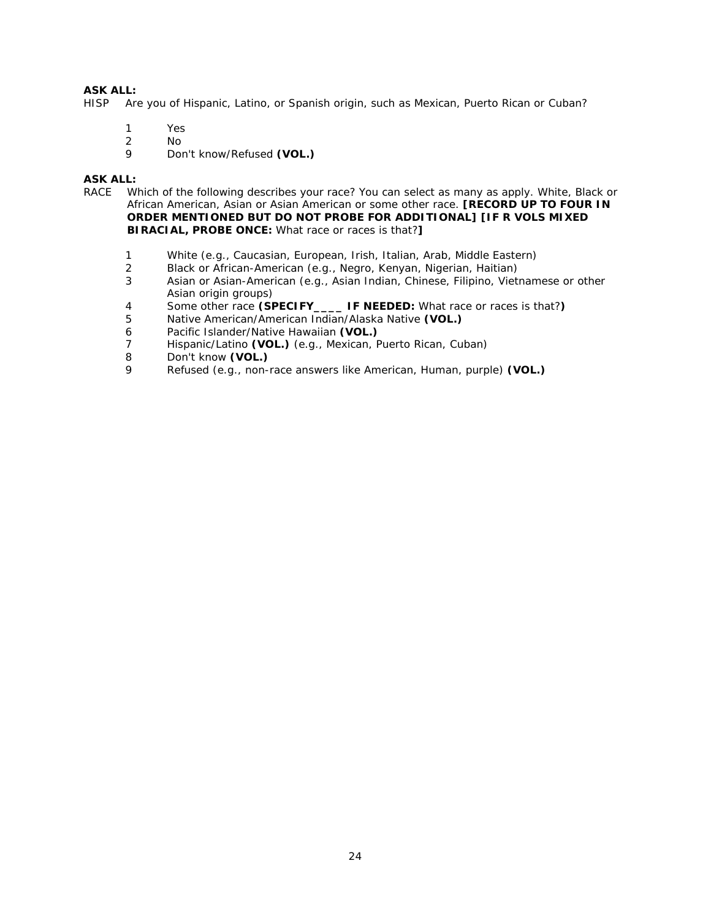**ASK ALL:**
HISP Are you of Hispanic, Latino, or Spanish origin, such as Mexican, Puerto Rican or Cuban?

1 Yes
2 No
9 Don't know/Refused **(VOL.)**

**ASK ALL:**
RACE Which of the following describes your race? You can select as many as apply. White, Black or African American, Asian or Asian American or some other race. **[RECORD UP TO FOUR IN ORDER MENTIONED BUT DO NOT PROBE FOR ADDITIONAL] [IF R VOLS MIXED BIRACIAL, PROBE ONCE:** What race or races is that?**]**

1 White (e.g., Caucasian, European, Irish, Italian, Arab, Middle Eastern)
2 Black or African-American (e.g., Negro, Kenyan, Nigerian, Haitian)
3 Asian or Asian-American (e.g., Asian Indian, Chinese, Filipino, Vietnamese or other Asian origin groups)
4 Some other race **(SPECIFY____ IF NEEDED:** What race or races is that?**)**
5 Native American/American Indian/Alaska Native **(VOL.)**
6 Pacific Islander/Native Hawaiian **(VOL.)**
7 Hispanic/Latino **(VOL.)** (e.g., Mexican, Puerto Rican, Cuban)
8 Don't know **(VOL.)**
9 Refused (e.g., non-race answers like American, Human, purple) **(VOL.)**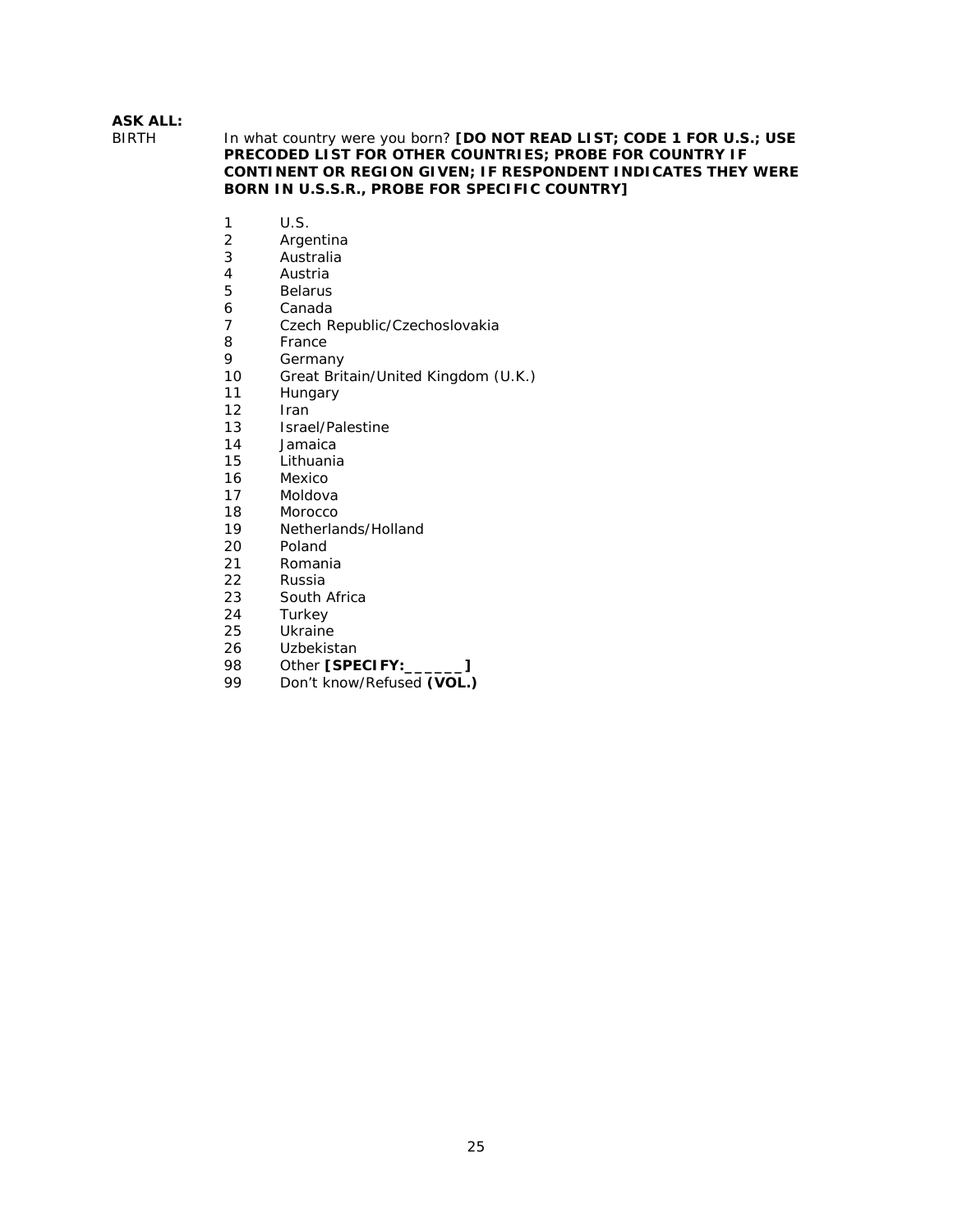**ASK ALL:**

BIRTH In what country were you born? **[DO NOT READ LIST; CODE 1 FOR U.S.; USE PRECODED LIST FOR OTHER COUNTRIES; PROBE FOR COUNTRY IF CONTINENT OR REGION GIVEN; IF RESPONDENT INDICATES THEY WERE BORN IN U.S.S.R., PROBE FOR SPECIFIC COUNTRY]**

1 U.S.
2 Argentina
3 Australia
4 Austria
5 Belarus
6 Canada
7 Czech Republic/Czechoslovakia
8 France
9 Germany
10 Great Britain/United Kingdom (U.K.)
11 Hungary
12 Iran
13 Israel/Palestine
14 Jamaica
15 Lithuania
16 Mexico
17 Moldova
18 Morocco
19 Netherlands/Holland
20 Poland
21 Romania
22 Russia
23 South Africa
24 Turkey
25 Ukraine
26 Uzbekistan
98 Other **[SPECIFY:______]**
99 Don't know/Refused **(VOL.)**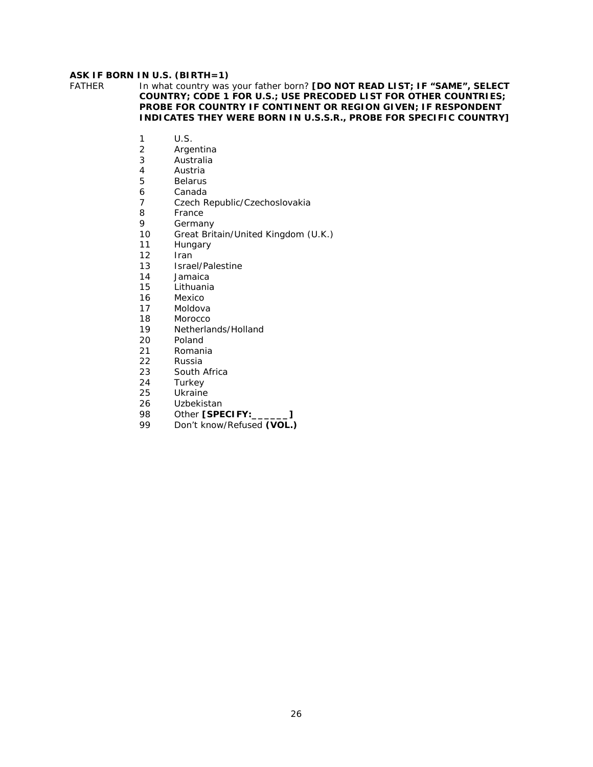**ASK IF BORN IN U.S. (BIRTH=1)**

FATHER In what country was your father born? **[DO NOT READ LIST; IF "SAME", SELECT COUNTRY; CODE 1 FOR U.S.; USE PRECODED LIST FOR OTHER COUNTRIES; PROBE FOR COUNTRY IF CONTINENT OR REGION GIVEN; IF RESPONDENT INDICATES THEY WERE BORN IN U.S.S.R., PROBE FOR SPECIFIC COUNTRY]**

1 U.S.
2 Argentina
3 Australia
4 Austria
5 Belarus
6 Canada
7 Czech Republic/Czechoslovakia
8 France
9 Germany
10 Great Britain/United Kingdom (U.K.)
11 Hungary
12 Iran
13 Israel/Palestine
14 Jamaica
15 Lithuania
16 Mexico
17 Moldova
18 Morocco
19 Netherlands/Holland
20 Poland
21 Romania
22 Russia
23 South Africa
24 Turkey
25 Ukraine
26 Uzbekistan
98 Other **[SPECIFY:______]**
99 Don't know/Refused **(VOL.)**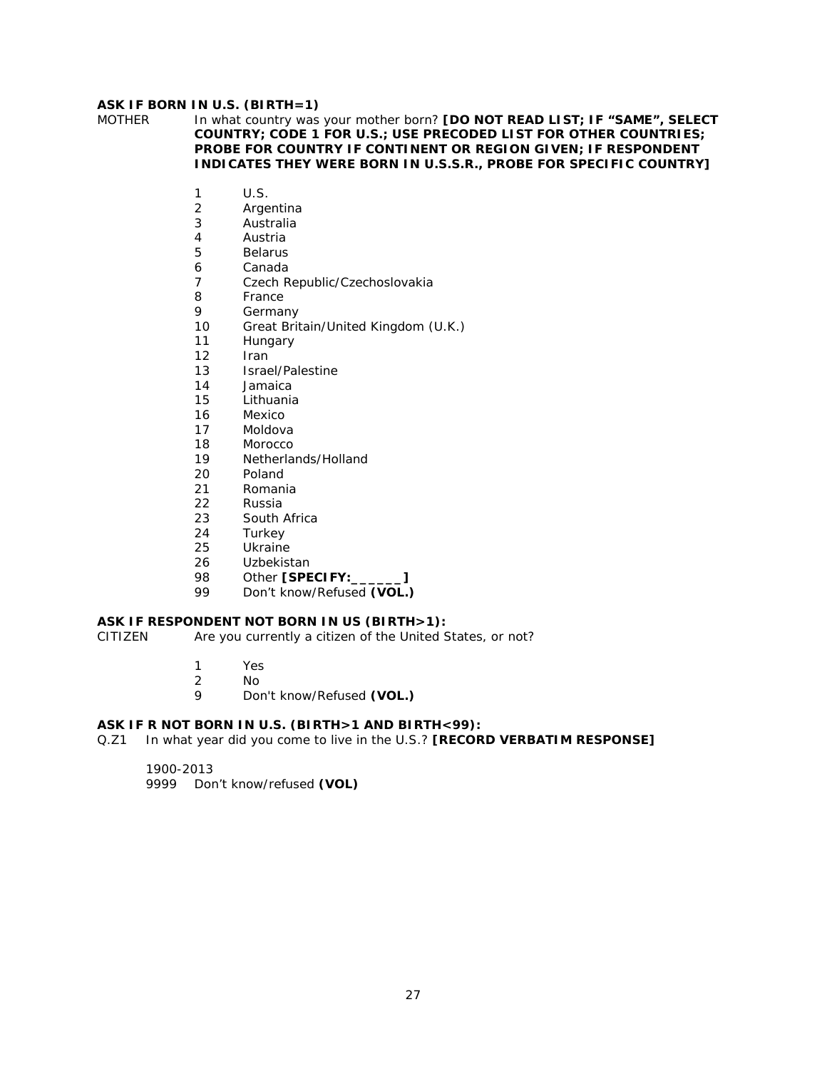**ASK IF BORN IN U.S. (BIRTH=1)**

MOTHER In what country was your mother born? **[DO NOT READ LIST; IF "SAME", SELECT COUNTRY; CODE 1 FOR U.S.; USE PRECODED LIST FOR OTHER COUNTRIES; PROBE FOR COUNTRY IF CONTINENT OR REGION GIVEN; IF RESPONDENT INDICATES THEY WERE BORN IN U.S.S.R., PROBE FOR SPECIFIC COUNTRY]**

1 U.S.
2 Argentina
3 Australia
4 Austria
5 Belarus
6 Canada
7 Czech Republic/Czechoslovakia
8 France
9 Germany
10 Great Britain/United Kingdom (U.K.)
11 Hungary
12 Iran
13 Israel/Palestine
14 Jamaica
15 Lithuania
16 Mexico
17 Moldova
18 Morocco
19 Netherlands/Holland
20 Poland
21 Romania
22 Russia
23 South Africa
24 Turkey
25 Ukraine
26 Uzbekistan
98 Other **[SPECIFY:______]**
99 Don't know/Refused **(VOL.)**

**ASK IF RESPONDENT NOT BORN IN US (BIRTH>1):**

CITIZEN Are you currently a citizen of the United States, or not?

1 Yes
2 No
9 Don't know/Refused **(VOL.)**

**ASK IF R NOT BORN IN U.S. (BIRTH>1 AND BIRTH<99):**

Q.Z1 In what year did you come to live in the U.S.? **[RECORD VERBATIM RESPONSE]**

1900-2013
9999 Don't know/refused **(VOL)**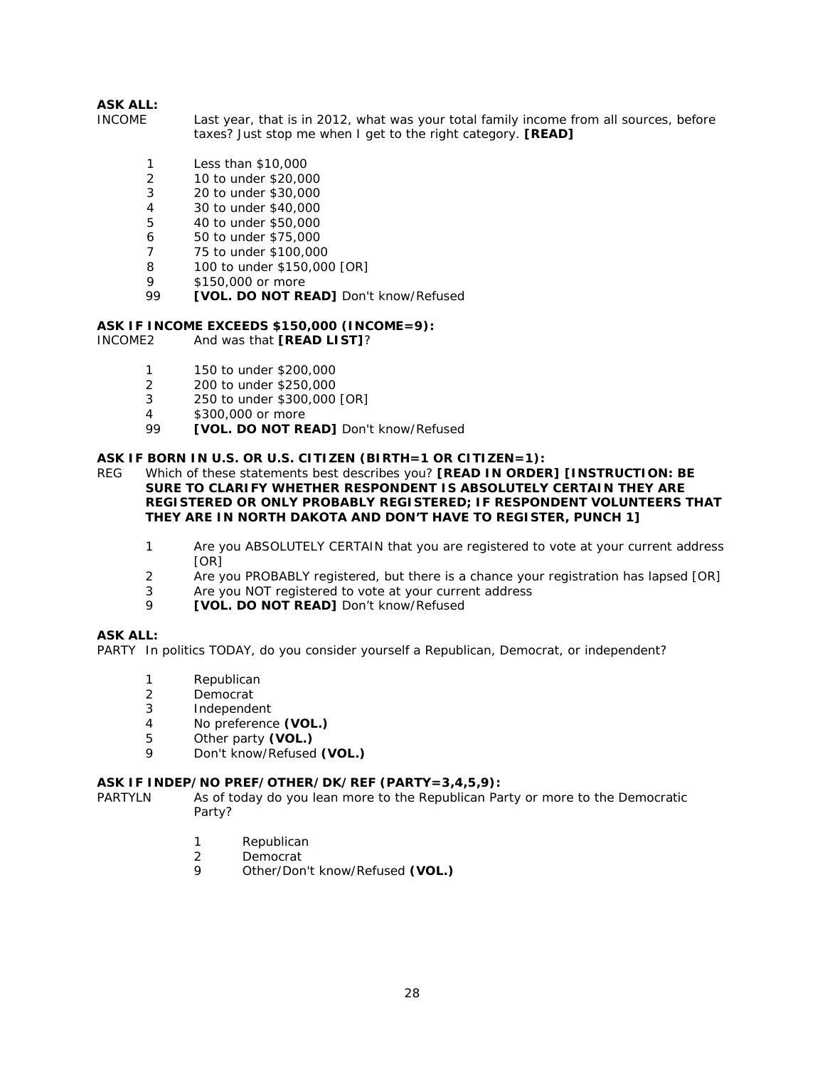**ASK ALL:**

INCOME Last year, that is in 2012, what was your total family income from all sources, before taxes? Just stop me when I get to the right category. **[READ]**

1 Less than $10,000
2 10 to under $20,000
3 20 to under $30,000
4 30 to under $40,000
5 40 to under $50,000
6 50 to under $75,000
7 75 to under $100,000
8 100 to under $150,000 [OR]
9 $150,000 or more
99 **[VOL. DO NOT READ]** Don't know/Refused

**ASK IF INCOME EXCEEDS $150,000 (INCOME=9):**

INCOME2 And was that **[READ LIST]**?

1 150 to under $200,000
2 200 to under $250,000
3 250 to under $300,000 [OR]
4 $300,000 or more
99 **[VOL. DO NOT READ]** Don't know/Refused

**ASK IF BORN IN U.S. OR U.S. CITIZEN (BIRTH=1 OR CITIZEN=1):**

REG Which of these statements best describes you? **[READ IN ORDER] [INSTRUCTION: BE SURE TO CLARIFY WHETHER RESPONDENT IS ABSOLUTELY CERTAIN THEY ARE REGISTERED OR ONLY PROBABLY REGISTERED; IF RESPONDENT VOLUNTEERS THAT THEY ARE IN NORTH DAKOTA AND DON'T HAVE TO REGISTER, PUNCH 1]**

1 Are you ABSOLUTELY CERTAIN that you are registered to vote at your current address [OR]
2 Are you PROBABLY registered, but there is a chance your registration has lapsed [OR]
3 Are you NOT registered to vote at your current address
9 **[VOL. DO NOT READ]** Don't know/Refused

**ASK ALL:**

PARTY In politics TODAY, do you consider yourself a Republican, Democrat, or independent?

1 Republican
2 Democrat
3 Independent
4 No preference **(VOL.)**
5 Other party **(VOL.)**
9 Don't know/Refused **(VOL.)**

**ASK IF INDEP/NO PREF/OTHER/DK/REF (PARTY=3,4,5,9):**

PARTYLN As of today do you lean more to the Republican Party or more to the Democratic Party?

1 Republican
2 Democrat
9 Other/Don't know/Refused **(VOL.)**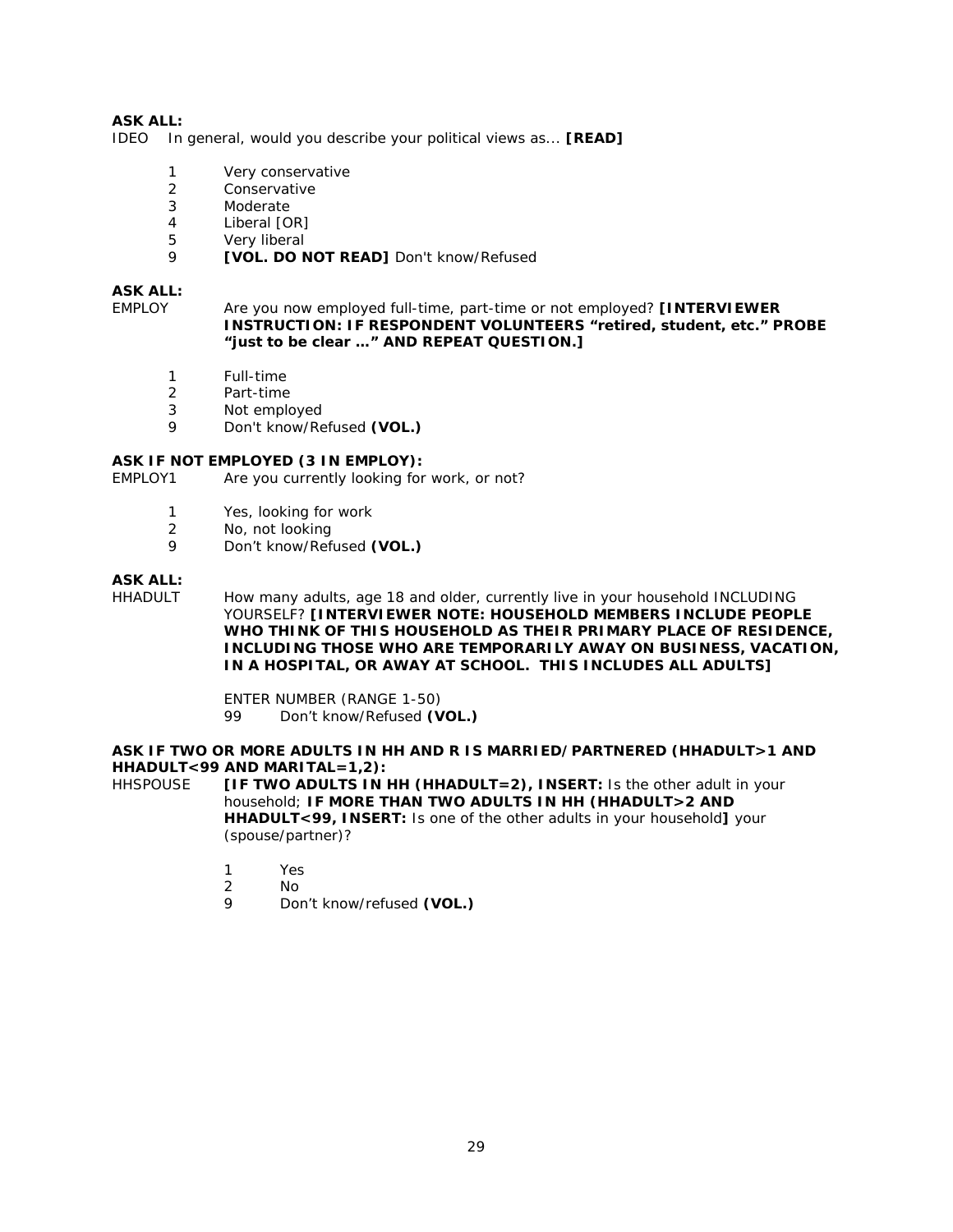**ASK ALL:**
IDEO In general, would you describe your political views as... **[READ]**

1 Very conservative
2 Conservative
3 Moderate
4 Liberal [OR]
5 Very liberal
9 **[VOL. DO NOT READ]** Don't know/Refused

**ASK ALL:**
EMPLOY Are you now employed full-time, part-time or not employed? **[INTERVIEWER INSTRUCTION: IF RESPONDENT VOLUNTEERS "retired, student, etc." PROBE "just to be clear …" AND REPEAT QUESTION.]**

1 Full-time
2 Part-time
3 Not employed
9 Don't know/Refused **(VOL.)**

**ASK IF NOT EMPLOYED (3 IN EMPLOY):**
EMPLOY1 Are you currently looking for work, or not?

1 Yes, looking for work
2 No, not looking
9 Don't know/Refused **(VOL.)**

**ASK ALL:**
HHADULT How many adults, age 18 and older, currently live in your household INCLUDING YOURSELF? **[INTERVIEWER NOTE: HOUSEHOLD MEMBERS INCLUDE PEOPLE WHO THINK OF THIS HOUSEHOLD AS THEIR PRIMARY PLACE OF RESIDENCE, INCLUDING THOSE WHO ARE TEMPORARILY AWAY ON BUSINESS, VACATION, IN A HOSPITAL, OR AWAY AT SCHOOL. THIS INCLUDES ALL ADULTS]**

ENTER NUMBER (RANGE 1-50)
99 Don't know/Refused **(VOL.)**

**ASK IF TWO OR MORE ADULTS IN HH AND R IS MARRIED/PARTNERED (HHADULT>1 AND HHADULT<99 AND MARITAL=1,2):**
HHSPOUSE **[IF TWO ADULTS IN HH (HHADULT=2), INSERT:** Is the other adult in your household; **IF MORE THAN TWO ADULTS IN HH (HHADULT>2 AND HHADULT<99, INSERT:** Is one of the other adults in your household**]** your (spouse/partner)?

1 Yes
2 No
9 Don't know/refused **(VOL.)**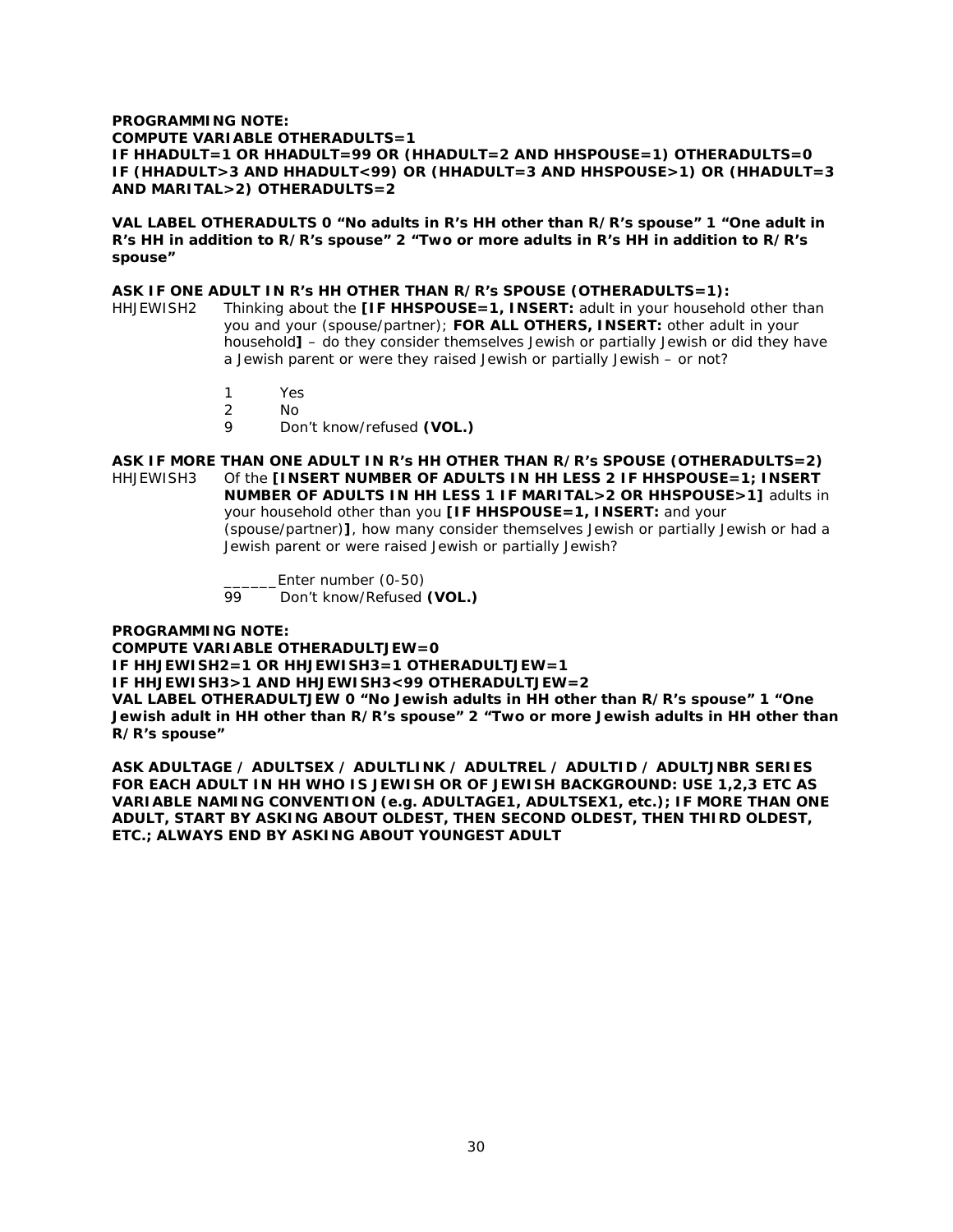**PROGRAMMING NOTE:**
**COMPUTE VARIABLE OTHERADULTS=1**
**IF HHADULT=1 OR HHADULT=99 OR (HHADULT=2 AND HHSPOUSE=1) OTHERADULTS=0**
**IF (HHADULT>3 AND HHADULT<99) OR (HHADULT=3 AND HHSPOUSE>1) OR (HHADULT=3 AND MARITAL>2) OTHERADULTS=2**

**VAL LABEL OTHERADULTS 0 "No adults in R's HH other than R/R's spouse" 1 "One adult in R's HH in addition to R/R's spouse" 2 "Two or more adults in R's HH in addition to R/R's spouse"**

**ASK IF ONE ADULT IN R's HH OTHER THAN R/R's SPOUSE (OTHERADULTS=1):**

HHJEWISH2 Thinking about the **[IF HHSPOUSE=1, INSERT:** adult in your household other than you and your (spouse/partner); **FOR ALL OTHERS, INSERT:** other adult in your household**]** – do they consider themselves Jewish or partially Jewish or did they have a Jewish parent or were they raised Jewish or partially Jewish – or not?

1 Yes
2 No
9 Don't know/refused **(VOL.)**

**ASK IF MORE THAN ONE ADULT IN R's HH OTHER THAN R/R's SPOUSE (OTHERADULTS=2)**

HHJEWISH3 Of the **[INSERT NUMBER OF ADULTS IN HH LESS 2 IF HHSPOUSE=1; INSERT NUMBER OF ADULTS IN HH LESS 1 IF MARITAL>2 OR HHSPOUSE>1]** adults in your household other than you **[IF HHSPOUSE=1, INSERT:** and your (spouse/partner)**]**, how many consider themselves Jewish or partially Jewish or had a Jewish parent or were raised Jewish or partially Jewish?

______Enter number (0-50)
99 Don't know/Refused **(VOL.)**

**PROGRAMMING NOTE:**
**COMPUTE VARIABLE OTHERADULTJEW=0**
**IF HHJEWISH2=1 OR HHJEWISH3=1 OTHERADULTJEW=1**
**IF HHJEWISH3>1 AND HHJEWISH3<99 OTHERADULTJEW=2**
**VAL LABEL OTHERADULTJEW 0 "No Jewish adults in HH other than R/R's spouse" 1 "One Jewish adult in HH other than R/R's spouse" 2 "Two or more Jewish adults in HH other than R/R's spouse"**

**ASK ADULTAGE / ADULTSEX / ADULTLINK / ADULTREL / ADULTID / ADULTJNBR SERIES FOR EACH ADULT IN HH WHO IS JEWISH OR OF JEWISH BACKGROUND: USE 1,2,3 ETC AS VARIABLE NAMING CONVENTION (e.g. ADULTAGE1, ADULTSEX1, etc.); IF MORE THAN ONE ADULT, START BY ASKING ABOUT OLDEST, THEN SECOND OLDEST, THEN THIRD OLDEST, ETC.; ALWAYS END BY ASKING ABOUT YOUNGEST ADULT**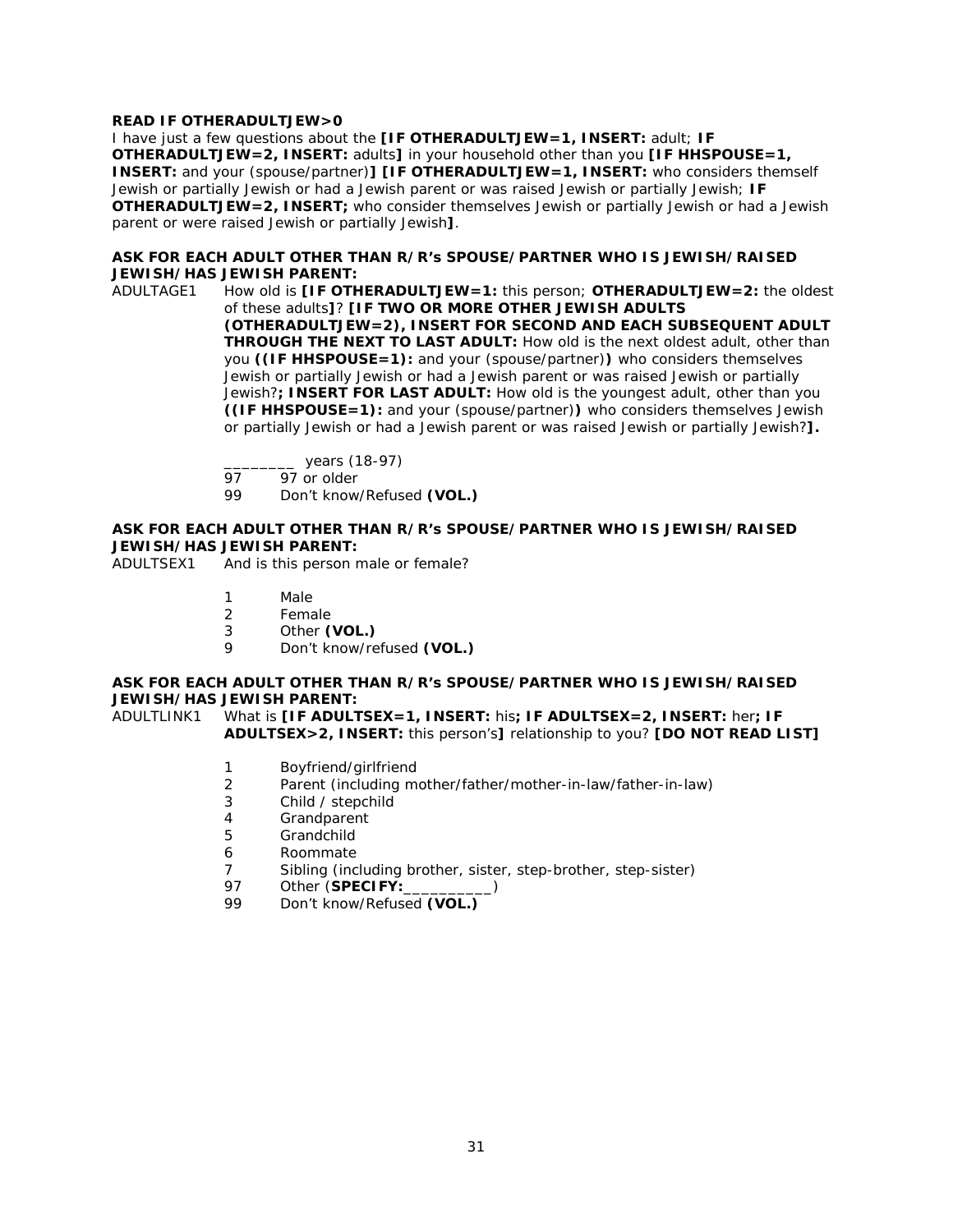**READ IF OTHERADULTJEW>0**
I have just a few questions about the **[IF OTHERADULTJEW=1, INSERT:** adult; **IF OTHERADULTJEW=2, INSERT:** adults**]** in your household other than you **[IF HHSPOUSE=1, INSERT:** and your (spouse/partner)**]** **[IF OTHERADULTJEW=1, INSERT:** who considers themself Jewish or partially Jewish or had a Jewish parent or was raised Jewish or partially Jewish; **IF OTHERADULTJEW=2, INSERT;** who consider themselves Jewish or partially Jewish or had a Jewish parent or were raised Jewish or partially Jewish**]**.

**ASK FOR EACH ADULT OTHER THAN R/R's SPOUSE/PARTNER WHO IS JEWISH/RAISED JEWISH/HAS JEWISH PARENT:**

ADULTAGE1 How old is **[IF OTHERADULTJEW=1:** this person; **OTHERADULTJEW=2:** the oldest of these adults**]**? **[IF TWO OR MORE OTHER JEWISH ADULTS (OTHERADULTJEW=2), INSERT FOR SECOND AND EACH SUBSEQUENT ADULT THROUGH THE NEXT TO LAST ADULT:** How old is the next oldest adult, other than you **((IF HHSPOUSE=1):** and your (spouse/partner)**)** who considers themselves Jewish or partially Jewish or had a Jewish parent or was raised Jewish or partially Jewish?**; INSERT FOR LAST ADULT:** How old is the youngest adult, other than you **((IF HHSPOUSE=1):** and your (spouse/partner)**)** who considers themselves Jewish or partially Jewish or had a Jewish parent or was raised Jewish or partially Jewish?**].**

- ________ years (18-97)
- 97 97 or older
- 99 Don't know/Refused **(VOL.)**

**ASK FOR EACH ADULT OTHER THAN R/R's SPOUSE/PARTNER WHO IS JEWISH/RAISED JEWISH/HAS JEWISH PARENT:**

ADULTSEX1 And is this person male or female?

- 1 Male
- 2 Female
- 3 Other **(VOL.)**
- 9 Don't know/refused **(VOL.)**

**ASK FOR EACH ADULT OTHER THAN R/R's SPOUSE/PARTNER WHO IS JEWISH/RAISED JEWISH/HAS JEWISH PARENT:**

ADULTLINK1 What is **[IF ADULTSEX=1, INSERT:** his**; IF ADULTSEX=2, INSERT:** her**; IF ADULTSEX>2, INSERT:** this person's**]** relationship to you? **[DO NOT READ LIST]**

- 1 Boyfriend/girlfriend
- 2 Parent (including mother/father/mother-in-law/father-in-law)
- 3 Child / stepchild
- 4 Grandparent
- 5 Grandchild
- 6 Roommate
- 7 Sibling (including brother, sister, step-brother, step-sister)
- 97 Other (**SPECIFY:**__________)
- 99 Don't know/Refused **(VOL.)**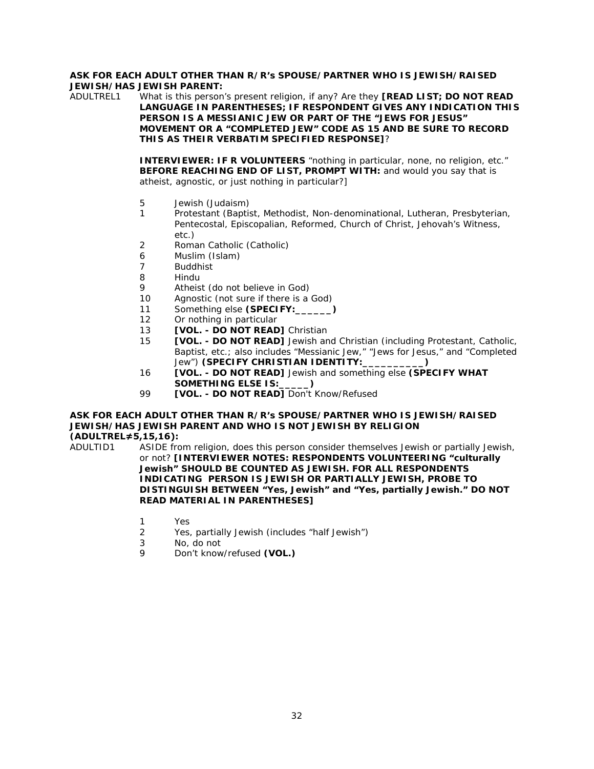**ASK FOR EACH ADULT OTHER THAN R/R's SPOUSE/PARTNER WHO IS JEWISH/RAISED JEWISH/HAS JEWISH PARENT:**

ADULTREL1 What is this person's present religion, if any? Are they **[READ LIST; DO NOT READ LANGUAGE IN PARENTHESES; IF RESPONDENT GIVES ANY INDICATION THIS PERSON IS A MESSIANIC JEW OR PART OF THE "JEWS FOR JESUS" MOVEMENT OR A "COMPLETED JEW" CODE AS 15 AND BE SURE TO RECORD THIS AS THEIR VERBATIM SPECIFIED RESPONSE]**?

**INTERVIEWER: IF R VOLUNTEERS** "nothing in particular, none, no religion, etc." **BEFORE REACHING END OF LIST, PROMPT WITH:** and would you say that is atheist, agnostic, or just nothing in particular?]

- 5 Jewish (Judaism)
- 1 Protestant (Baptist, Methodist, Non-denominational, Lutheran, Presbyterian, Pentecostal, Episcopalian, Reformed, Church of Christ, Jehovah's Witness, etc.)
- 2 Roman Catholic (Catholic)
- 6 Muslim (Islam)
- 7 Buddhist
- 8 Hindu
- 9 Atheist (do not believe in God)
- 10 Agnostic (not sure if there is a God)
- 11 Something else **(SPECIFY:______)**
- 12 Or nothing in particular
- 13 **[VOL. - DO NOT READ]** Christian
- 15 **[VOL. - DO NOT READ]** Jewish and Christian (including Protestant, Catholic, Baptist, etc.; also includes "Messianic Jew," "Jews for Jesus," and "Completed Jew") **(SPECIFY CHRISTIAN IDENTITY:__________)**
- 16 **[VOL. - DO NOT READ]** Jewish and something else **(SPECIFY WHAT SOMETHING ELSE IS:_____)**
- 99 **[VOL. - DO NOT READ]** Don't Know/Refused

**ASK FOR EACH ADULT OTHER THAN R/R's SPOUSE/PARTNER WHO IS JEWISH/RAISED JEWISH/HAS JEWISH PARENT AND WHO IS NOT JEWISH BY RELIGION (ADULTREL≠5,15,16):**

ADULTID1 ASIDE from religion, does this person consider themselves Jewish or partially Jewish, or not? **[INTERVIEWER NOTES: RESPONDENTS VOLUNTEERING "culturally Jewish" SHOULD BE COUNTED AS JEWISH. FOR ALL RESPONDENTS INDICATING PERSON IS JEWISH OR PARTIALLY JEWISH, PROBE TO DISTINGUISH BETWEEN "Yes, Jewish" and "Yes, partially Jewish." DO NOT READ MATERIAL IN PARENTHESES]**

- 1 Yes
- 2 Yes, partially Jewish (includes "half Jewish")
- 3 No, do not
- 9 Don't know/refused **(VOL.)**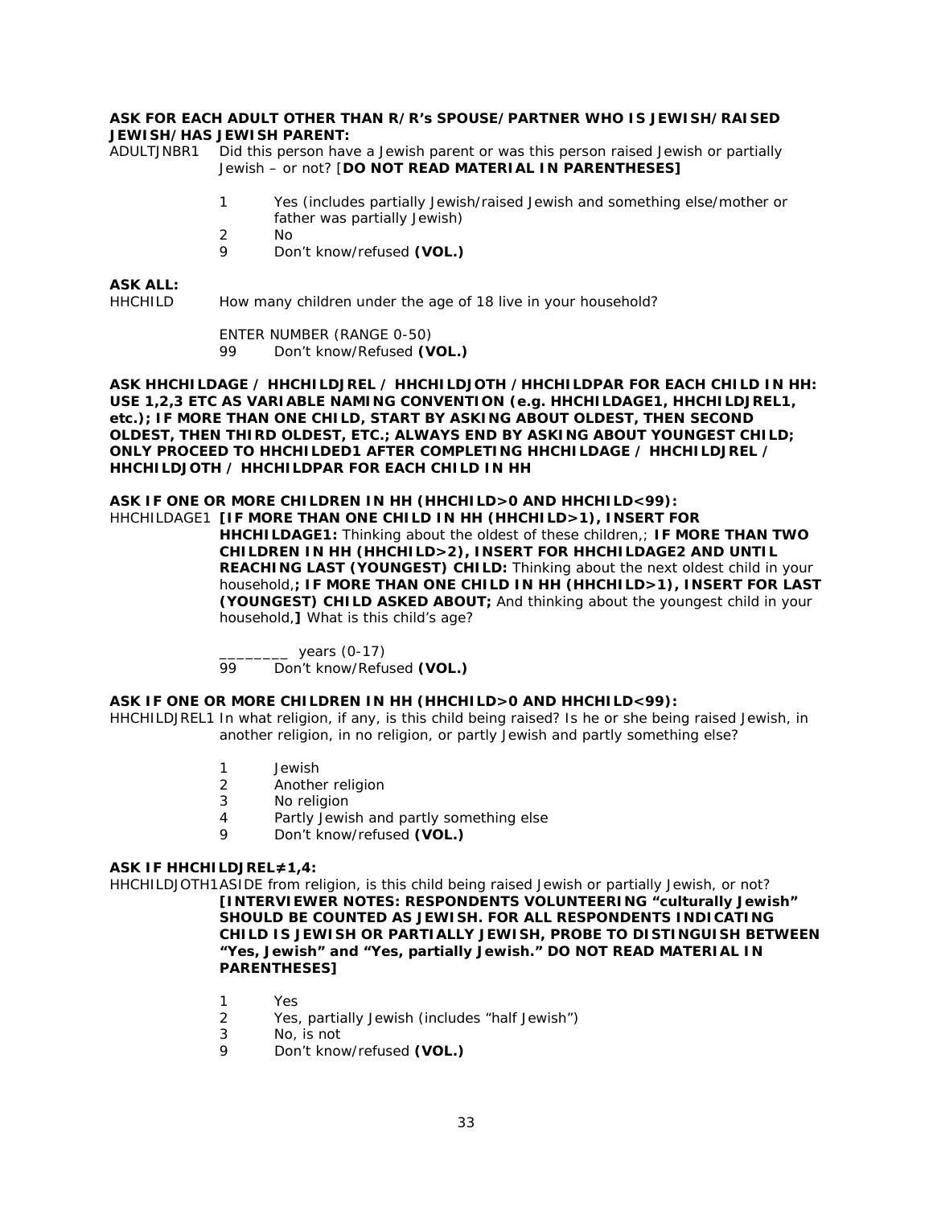**ASK FOR EACH ADULT OTHER THAN R/R's SPOUSE/PARTNER WHO IS JEWISH/RAISED JEWISH/HAS JEWISH PARENT:**

ADULTJNBR1 Did this person have a Jewish parent or was this person raised Jewish or partially Jewish – or not? [**DO NOT READ MATERIAL IN PARENTHESES]**

1 Yes (includes partially Jewish/raised Jewish and something else/mother or father was partially Jewish)
2 No
9 Don't know/refused **(VOL.)**

**ASK ALL:**

HHCHILD How many children under the age of 18 live in your household?

ENTER NUMBER (RANGE 0-50)
99 Don't know/Refused **(VOL.)**

**ASK HHCHILDAGE / HHCHILDJREL / HHCHILDJOTH /HHCHILDPAR FOR EACH CHILD IN HH: USE 1,2,3 ETC AS VARIABLE NAMING CONVENTION (e.g. HHCHILDAGE1, HHCHILDJREL1, etc.); IF MORE THAN ONE CHILD, START BY ASKING ABOUT OLDEST, THEN SECOND OLDEST, THEN THIRD OLDEST, ETC.; ALWAYS END BY ASKING ABOUT YOUNGEST CHILD; ONLY PROCEED TO HHCHILDED1 AFTER COMPLETING HHCHILDAGE / HHCHILDJREL / HHCHILDJOTH / HHCHILDPAR FOR EACH CHILD IN HH**

**ASK IF ONE OR MORE CHILDREN IN HH (HHCHILD>0 AND HHCHILD<99):**

HHCHILDAGE1 **[IF MORE THAN ONE CHILD IN HH (HHCHILD>1), INSERT FOR HHCHILDAGE1:** Thinking about the oldest of these children,; **IF MORE THAN TWO CHILDREN IN HH (HHCHILD>2), INSERT FOR HHCHILDAGE2 AND UNTIL REACHING LAST (YOUNGEST) CHILD:** Thinking about the next oldest child in your household,**; IF MORE THAN ONE CHILD IN HH (HHCHILD>1), INSERT FOR LAST (YOUNGEST) CHILD ASKED ABOUT;** And thinking about the youngest child in your household,**]** What is this child's age?

________ years (0-17)
99 Don't know/Refused **(VOL.)**

**ASK IF ONE OR MORE CHILDREN IN HH (HHCHILD>0 AND HHCHILD<99):**

HHCHILDJREL1 In what religion, if any, is this child being raised? Is he or she being raised Jewish, in another religion, in no religion, or partly Jewish and partly something else?

1 Jewish
2 Another religion
3 No religion
4 Partly Jewish and partly something else
9 Don't know/refused **(VOL.)**

**ASK IF HHCHILDJREL≠1,4:**

HHCHILDJOTH1 ASIDE from religion, is this child being raised Jewish or partially Jewish, or not? **[INTERVIEWER NOTES: RESPONDENTS VOLUNTEERING "culturally Jewish" SHOULD BE COUNTED AS JEWISH. FOR ALL RESPONDENTS INDICATING CHILD IS JEWISH OR PARTIALLY JEWISH, PROBE TO DISTINGUISH BETWEEN "Yes, Jewish" and "Yes, partially Jewish." DO NOT READ MATERIAL IN PARENTHESES]**

1 Yes
2 Yes, partially Jewish (includes "half Jewish")
3 No, is not
9 Don't know/refused **(VOL.)**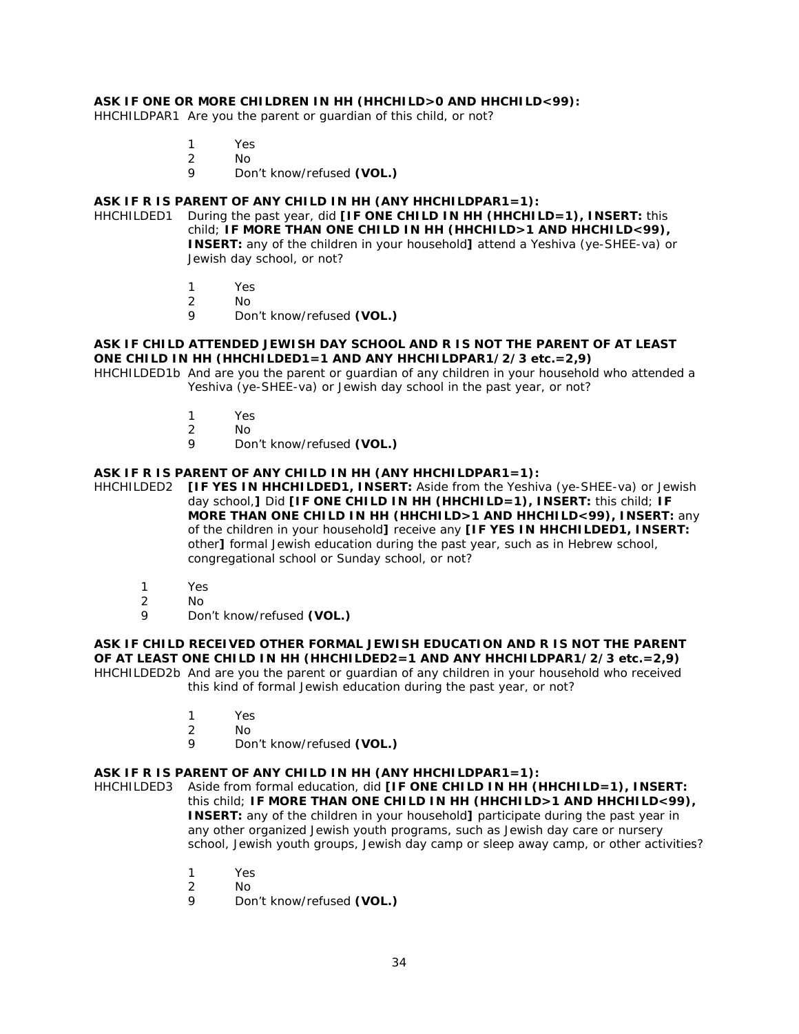**ASK IF ONE OR MORE CHILDREN IN HH (HHCHILD>0 AND HHCHILD<99):**

HHCHILDPAR1 Are you the parent or guardian of this child, or not?

1 Yes
2 No
9 Don't know/refused **(VOL.)**

**ASK IF R IS PARENT OF ANY CHILD IN HH (ANY HHCHILDPAR1=1):**

HHCHILDED1 During the past year, did **[IF ONE CHILD IN HH (HHCHILD=1), INSERT:** this child; **IF MORE THAN ONE CHILD IN HH (HHCHILD>1 AND HHCHILD<99), INSERT:** any of the children in your household**]** attend a Yeshiva (ye-SHEE-va) or Jewish day school, or not?

1 Yes
2 No
9 Don't know/refused **(VOL.)**

**ASK IF CHILD ATTENDED JEWISH DAY SCHOOL AND R IS NOT THE PARENT OF AT LEAST ONE CHILD IN HH (HHCHILDED1=1 AND ANY HHCHILDPAR1/2/3 etc.=2,9)**

HHCHILDED1b And are you the parent or guardian of any children in your household who attended a Yeshiva (ye-SHEE-va) or Jewish day school in the past year, or not?

1 Yes
2 No
9 Don't know/refused **(VOL.)**

**ASK IF R IS PARENT OF ANY CHILD IN HH (ANY HHCHILDPAR1=1):**

HHCHILDED2 **[IF YES IN HHCHILDED1, INSERT:** Aside from the Yeshiva (ye-SHEE-va) or Jewish day school,**]** Did **[IF ONE CHILD IN HH (HHCHILD=1), INSERT:** this child; **IF MORE THAN ONE CHILD IN HH (HHCHILD>1 AND HHCHILD<99), INSERT:** any of the children in your household**]** receive any **[IF YES IN HHCHILDED1, INSERT:** other**]** formal Jewish education during the past year, such as in Hebrew school, congregational school or Sunday school, or not?

1 Yes
2 No
9 Don't know/refused **(VOL.)**

**ASK IF CHILD RECEIVED OTHER FORMAL JEWISH EDUCATION AND R IS NOT THE PARENT OF AT LEAST ONE CHILD IN HH (HHCHILDED2=1 AND ANY HHCHILDPAR1/2/3 etc.=2,9)**

HHCHILDED2b And are you the parent or guardian of any children in your household who received this kind of formal Jewish education during the past year, or not?

1 Yes
2 No
9 Don't know/refused **(VOL.)**

**ASK IF R IS PARENT OF ANY CHILD IN HH (ANY HHCHILDPAR1=1):**

HHCHILDED3 Aside from formal education, did **[IF ONE CHILD IN HH (HHCHILD=1), INSERT:** this child; **IF MORE THAN ONE CHILD IN HH (HHCHILD>1 AND HHCHILD<99), INSERT:** any of the children in your household**]** participate during the past year in any other organized Jewish youth programs, such as Jewish day care or nursery school, Jewish youth groups, Jewish day camp or sleep away camp, or other activities?

1 Yes
2 No
9 Don't know/refused **(VOL.)**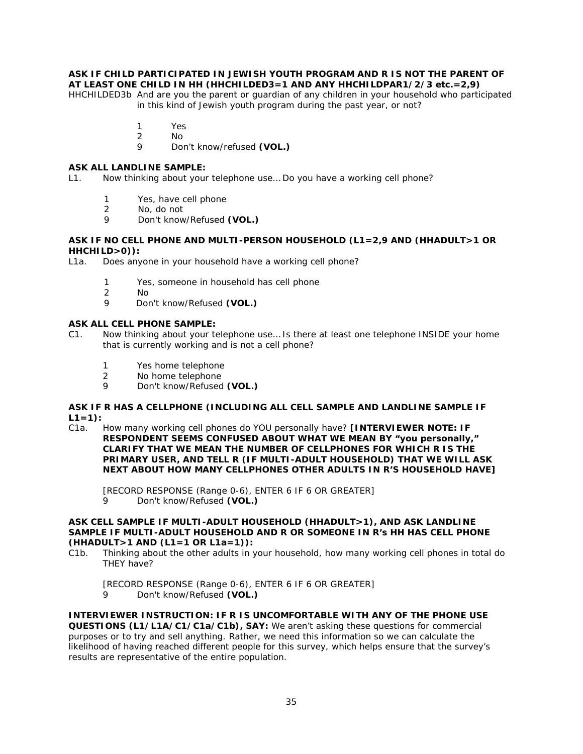**ASK IF CHILD PARTICIPATED IN JEWISH YOUTH PROGRAM AND R IS NOT THE PARENT OF AT LEAST ONE CHILD IN HH (HHCHILDED3=1 AND ANY HHCHILDPAR1/2/3 etc.=2,9)**

HHCHILDED3b And are you the parent or guardian of any children in your household who participated in this kind of Jewish youth program during the past year, or not?

1 Yes
2 No
9 Don't know/refused **(VOL.)**

**ASK ALL LANDLINE SAMPLE:**

L1. Now thinking about your telephone use… Do you have a working cell phone?

1 Yes, have cell phone
2 No, do not
9 Don't know/Refused **(VOL.)**

**ASK IF NO CELL PHONE AND MULTI-PERSON HOUSEHOLD (L1=2,9 AND (HHADULT>1 OR HHCHILD>0)):**

L1a. Does anyone in your household have a working cell phone?

1 Yes, someone in household has cell phone
2 No
9 Don't know/Refused **(VOL.)**

**ASK ALL CELL PHONE SAMPLE:**

C1. Now thinking about your telephone use… Is there at least one telephone INSIDE your home that is currently working and is not a cell phone?

1 Yes home telephone
2 No home telephone
9 Don't know/Refused **(VOL.)**

**ASK IF R HAS A CELLPHONE (INCLUDING ALL CELL SAMPLE AND LANDLINE SAMPLE IF L1=1):**

C1a. How many working cell phones do YOU personally have? **[INTERVIEWER NOTE: IF RESPONDENT SEEMS CONFUSED ABOUT WHAT WE MEAN BY "you personally," CLARIFY THAT WE MEAN THE NUMBER OF CELLPHONES FOR WHICH R IS THE PRIMARY USER, AND TELL R (IF MULTI-ADULT HOUSEHOLD) THAT WE WILL ASK NEXT ABOUT HOW MANY CELLPHONES OTHER ADULTS IN R'S HOUSEHOLD HAVE]**

[RECORD RESPONSE (Range 0-6), ENTER 6 IF 6 OR GREATER]
9 Don't know/Refused **(VOL.)**

**ASK CELL SAMPLE IF MULTI-ADULT HOUSEHOLD (HHADULT>1), AND ASK LANDLINE SAMPLE IF MULTI-ADULT HOUSEHOLD AND R OR SOMEONE IN R's HH HAS CELL PHONE (HHADULT>1 AND (L1=1 OR L1a=1)):**

C1b. Thinking about the other adults in your household, how many working cell phones in total do THEY have?

[RECORD RESPONSE (Range 0-6), ENTER 6 IF 6 OR GREATER]
9 Don't know/Refused **(VOL.)**

**INTERVIEWER INSTRUCTION: IF R IS UNCOMFORTABLE WITH ANY OF THE PHONE USE QUESTIONS (L1/L1A/C1/C1a/C1b), SAY:** We aren't asking these questions for commercial purposes or to try and sell anything. Rather, we need this information so we can calculate the likelihood of having reached different people for this survey, which helps ensure that the survey's results are representative of the entire population.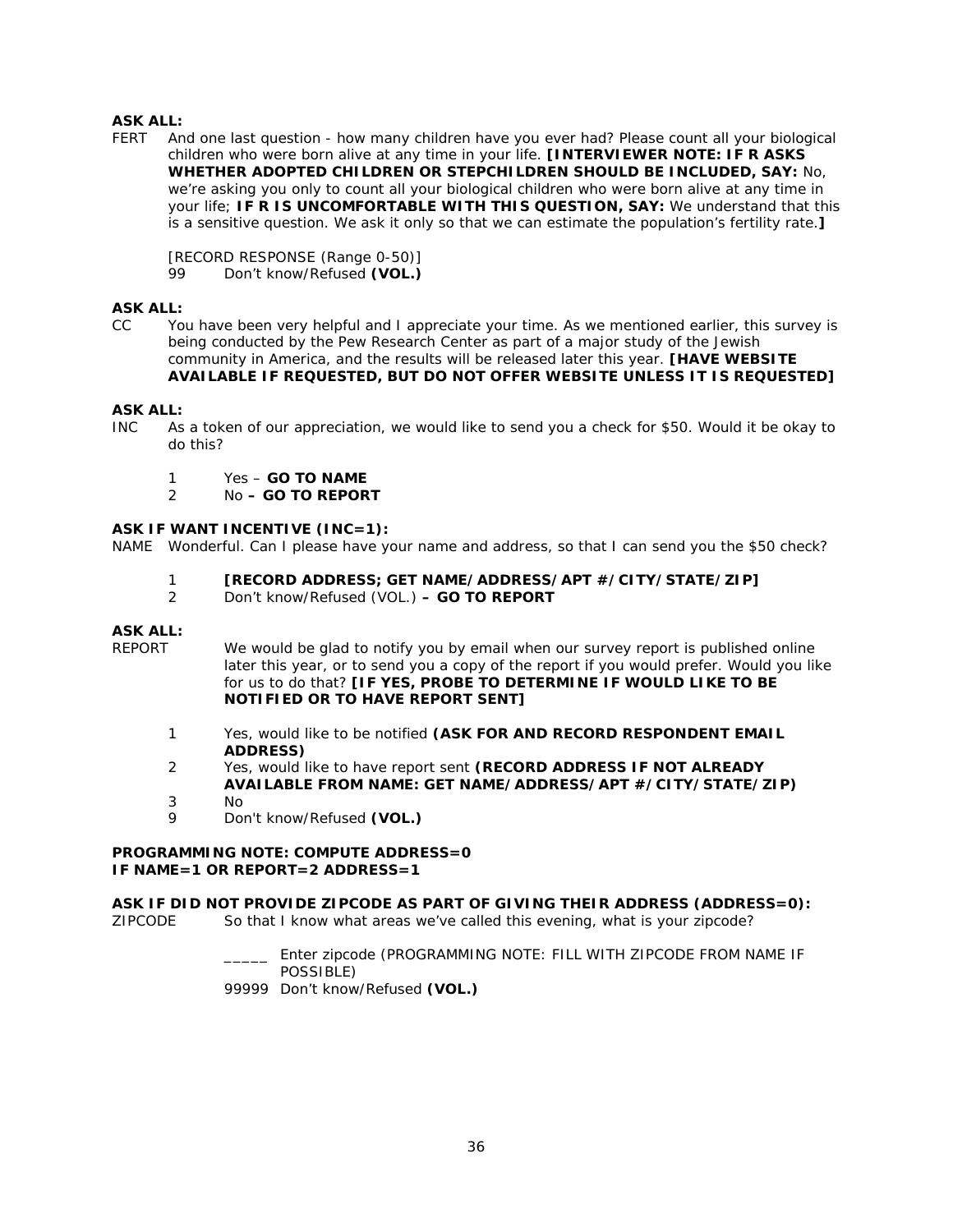**ASK ALL:**

FERT And one last question - how many children have you ever had? Please count all your biological children who were born alive at any time in your life. **[INTERVIEWER NOTE: IF R ASKS WHETHER ADOPTED CHILDREN OR STEPCHILDREN SHOULD BE INCLUDED, SAY:** No, we're asking you only to count all your biological children who were born alive at any time in your life; **IF R IS UNCOMFORTABLE WITH THIS QUESTION, SAY:** We understand that this is a sensitive question. We ask it only so that we can estimate the population's fertility rate.**]**

[RECORD RESPONSE (Range 0-50)]
99 Don't know/Refused **(VOL.)**

**ASK ALL:**

CC You have been very helpful and I appreciate your time. As we mentioned earlier, this survey is being conducted by the Pew Research Center as part of a major study of the Jewish community in America, and the results will be released later this year. **[HAVE WEBSITE AVAILABLE IF REQUESTED, BUT DO NOT OFFER WEBSITE UNLESS IT IS REQUESTED]**

**ASK ALL:**

INC As a token of our appreciation, we would like to send you a check for $50. Would it be okay to do this?

1 Yes – **GO TO NAME**
2 No **– GO TO REPORT**

**ASK IF WANT INCENTIVE (INC=1):**

NAME Wonderful. Can I please have your name and address, so that I can send you the $50 check?

1 **[RECORD ADDRESS; GET NAME/ADDRESS/APT #/CITY/STATE/ZIP]**
2 Don't know/Refused (VOL.) **– GO TO REPORT**

**ASK ALL:**

REPORT We would be glad to notify you by email when our survey report is published online later this year, or to send you a copy of the report if you would prefer. Would you like for us to do that? **[IF YES, PROBE TO DETERMINE IF WOULD LIKE TO BE NOTIFIED OR TO HAVE REPORT SENT]**

1 Yes, would like to be notified **(ASK FOR AND RECORD RESPONDENT EMAIL ADDRESS)**
2 Yes, would like to have report sent **(RECORD ADDRESS IF NOT ALREADY AVAILABLE FROM NAME: GET NAME/ADDRESS/APT #/CITY/STATE/ZIP)**
3 No
9 Don't know/Refused **(VOL.)**

**PROGRAMMING NOTE: COMPUTE ADDRESS=0**
**IF NAME=1 OR REPORT=2 ADDRESS=1**

**ASK IF DID NOT PROVIDE ZIPCODE AS PART OF GIVING THEIR ADDRESS (ADDRESS=0):**

ZIPCODE So that I know what areas we've called this evening, what is your zipcode?

_____ Enter zipcode (PROGRAMMING NOTE: FILL WITH ZIPCODE FROM NAME IF POSSIBLE)
99999 Don't know/Refused **(VOL.)**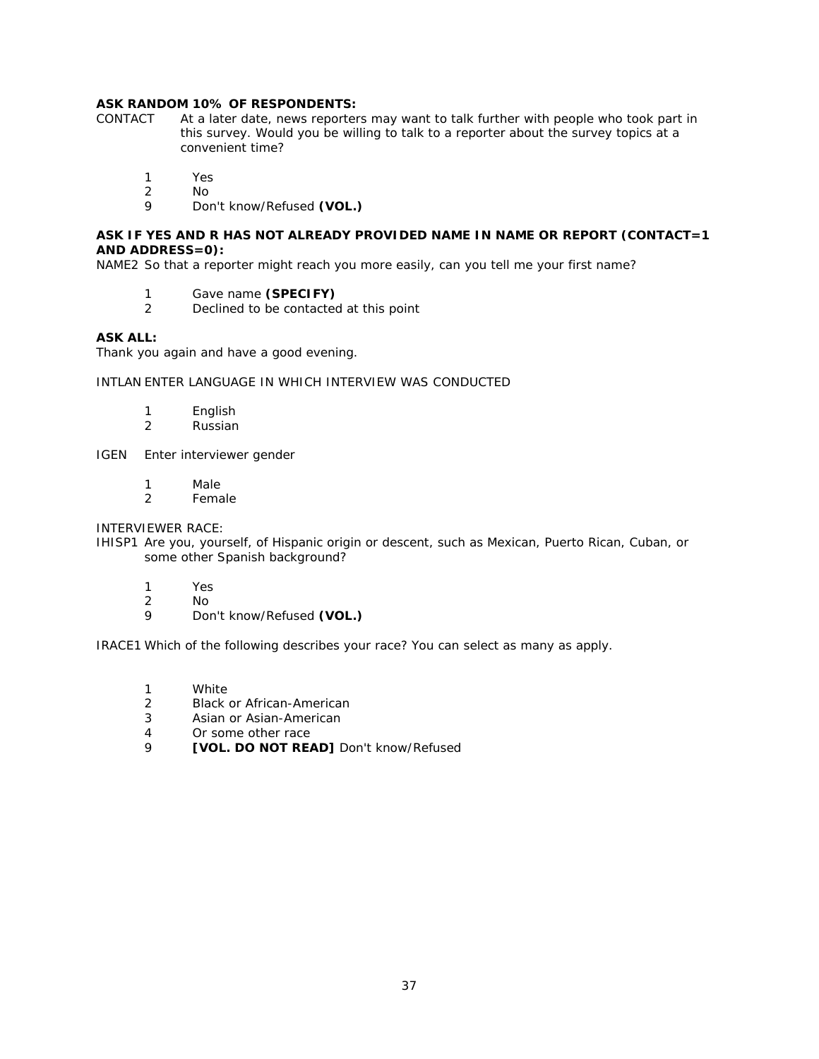**ASK RANDOM 10% OF RESPONDENTS:**

CONTACT At a later date, news reporters may want to talk further with people who took part in this survey. Would you be willing to talk to a reporter about the survey topics at a convenient time?

1 Yes
2 No
9 Don't know/Refused **(VOL.)**

**ASK IF YES AND R HAS NOT ALREADY PROVIDED NAME IN NAME OR REPORT (CONTACT=1 AND ADDRESS=0):**

NAME2 So that a reporter might reach you more easily, can you tell me your first name?

1 Gave name **(SPECIFY)**
2 Declined to be contacted at this point

**ASK ALL:**

Thank you again and have a good evening.

INTLAN ENTER LANGUAGE IN WHICH INTERVIEW WAS CONDUCTED

1 English
2 Russian

IGEN Enter interviewer gender

1 Male
2 Female

INTERVIEWER RACE:

IHISP1 Are you, yourself, of Hispanic origin or descent, such as Mexican, Puerto Rican, Cuban, or some other Spanish background?

1 Yes
2 No
9 Don't know/Refused **(VOL.)**

IRACE1 Which of the following describes your race? You can select as many as apply.

1 White
2 Black or African-American
3 Asian or Asian-American
4 Or some other race
9 **[VOL. DO NOT READ]** Don't know/Refused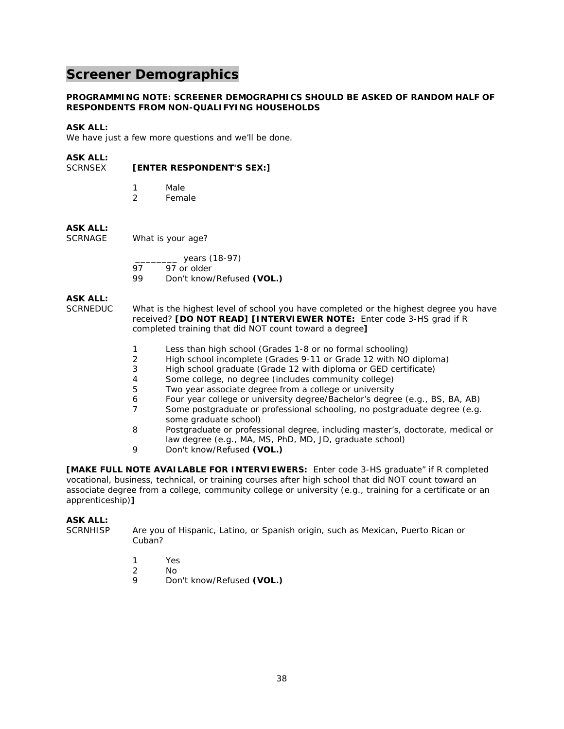# Screener Demographics

**PROGRAMMING NOTE: SCREENER DEMOGRAPHICS SHOULD BE ASKED OF RANDOM HALF OF RESPONDENTS FROM NON-QUALIFYING HOUSEHOLDS**

**ASK ALL:**
We have just a few more questions and we'll be done.

**ASK ALL:**
SCRNSEX **[ENTER RESPONDENT'S SEX:]**

1 Male
2 Female

**ASK ALL:**
SCRNAGE What is your age?

________ years (18-97)
97 97 or older
99 Don't know/Refused **(VOL.)**

**ASK ALL:**
SCRNEDUC What is the highest level of school you have completed or the highest degree you have received? **[DO NOT READ] [INTERVIEWER NOTE:** Enter code 3-HS grad if R completed training that did NOT count toward a degree**]**

1 Less than high school (Grades 1-8 or no formal schooling)
2 High school incomplete (Grades 9-11 or Grade 12 with NO diploma)
3 High school graduate (Grade 12 with diploma or GED certificate)
4 Some college, no degree (includes community college)
5 Two year associate degree from a college or university
6 Four year college or university degree/Bachelor's degree (e.g., BS, BA, AB)
7 Some postgraduate or professional schooling, no postgraduate degree (e.g. some graduate school)
8 Postgraduate or professional degree, including master's, doctorate, medical or law degree (e.g., MA, MS, PhD, MD, JD, graduate school)
9 Don't know/Refused **(VOL.)**

**[MAKE FULL NOTE AVAILABLE FOR INTERVIEWERS:** Enter code 3-HS graduate" if R completed vocational, business, technical, or training courses after high school that did NOT count toward an associate degree from a college, community college or university (e.g., training for a certificate or an apprenticeship)**]**

**ASK ALL:**
SCRNHISP Are you of Hispanic, Latino, or Spanish origin, such as Mexican, Puerto Rican or Cuban?

1 Yes
2 No
9 Don't know/Refused **(VOL.)**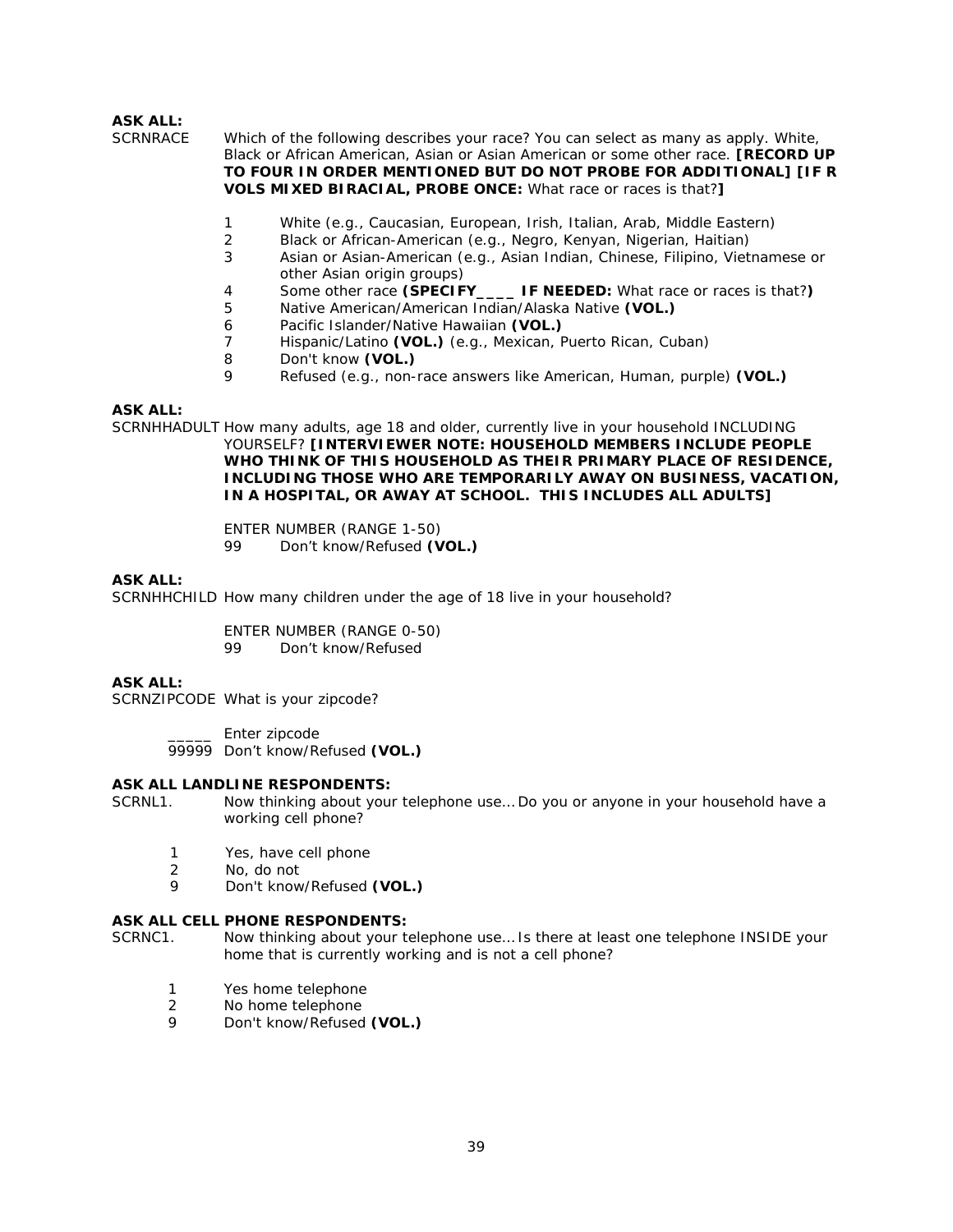**ASK ALL:**

SCRNRACE Which of the following describes your race? You can select as many as apply. White, Black or African American, Asian or Asian American or some other race. **[RECORD UP TO FOUR IN ORDER MENTIONED BUT DO NOT PROBE FOR ADDITIONAL] [IF R VOLS MIXED BIRACIAL, PROBE ONCE:** What race or races is that?**]**

1 White (e.g., Caucasian, European, Irish, Italian, Arab, Middle Eastern)
2 Black or African-American (e.g., Negro, Kenyan, Nigerian, Haitian)
3 Asian or Asian-American (e.g., Asian Indian, Chinese, Filipino, Vietnamese or other Asian origin groups)
4 Some other race **(SPECIFY____ IF NEEDED:** What race or races is that?**)**
5 Native American/American Indian/Alaska Native **(VOL.)**
6 Pacific Islander/Native Hawaiian **(VOL.)**
7 Hispanic/Latino **(VOL.)** (e.g., Mexican, Puerto Rican, Cuban)
8 Don't know **(VOL.)**
9 Refused (e.g., non-race answers like American, Human, purple) **(VOL.)**

**ASK ALL:**

SCRNHHADULT How many adults, age 18 and older, currently live in your household INCLUDING YOURSELF? **[INTERVIEWER NOTE: HOUSEHOLD MEMBERS INCLUDE PEOPLE WHO THINK OF THIS HOUSEHOLD AS THEIR PRIMARY PLACE OF RESIDENCE, INCLUDING THOSE WHO ARE TEMPORARILY AWAY ON BUSINESS, VACATION, IN A HOSPITAL, OR AWAY AT SCHOOL. THIS INCLUDES ALL ADULTS]**

ENTER NUMBER (RANGE 1-50)
99 Don't know/Refused **(VOL.)**

**ASK ALL:**

SCRNHHCHILD How many children under the age of 18 live in your household?

ENTER NUMBER (RANGE 0-50)
99 Don't know/Refused

**ASK ALL:**

SCRNZIPCODE What is your zipcode?

_____ Enter zipcode
99999 Don't know/Refused **(VOL.)**

**ASK ALL LANDLINE RESPONDENTS:**

SCRNL1. Now thinking about your telephone use… Do you or anyone in your household have a working cell phone?

1 Yes, have cell phone
2 No, do not
9 Don't know/Refused **(VOL.)**

**ASK ALL CELL PHONE RESPONDENTS:**

SCRNC1. Now thinking about your telephone use… Is there at least one telephone INSIDE your home that is currently working and is not a cell phone?

1 Yes home telephone
2 No home telephone
9 Don't know/Refused **(VOL.)**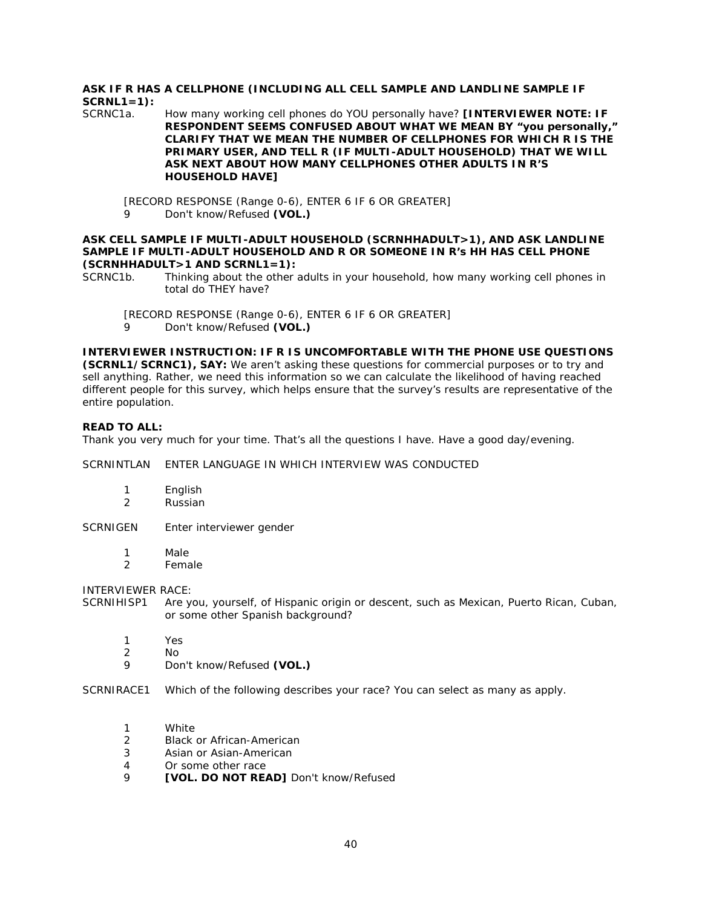**ASK IF R HAS A CELLPHONE (INCLUDING ALL CELL SAMPLE AND LANDLINE SAMPLE IF SCRNL1=1):**

SCRNC1a. How many working cell phones do YOU personally have? **[INTERVIEWER NOTE: IF RESPONDENT SEEMS CONFUSED ABOUT WHAT WE MEAN BY "you personally," CLARIFY THAT WE MEAN THE NUMBER OF CELLPHONES FOR WHICH R IS THE PRIMARY USER, AND TELL R (IF MULTI-ADULT HOUSEHOLD) THAT WE WILL ASK NEXT ABOUT HOW MANY CELLPHONES OTHER ADULTS IN R'S HOUSEHOLD HAVE]**

[RECORD RESPONSE (Range 0-6), ENTER 6 IF 6 OR GREATER]
9 Don't know/Refused **(VOL.)**

**ASK CELL SAMPLE IF MULTI-ADULT HOUSEHOLD (SCRNHHADULT>1), AND ASK LANDLINE SAMPLE IF MULTI-ADULT HOUSEHOLD AND R OR SOMEONE IN R's HH HAS CELL PHONE (SCRNHHADULT>1 AND SCRNL1=1):**

SCRNC1b. Thinking about the other adults in your household, how many working cell phones in total do THEY have?

[RECORD RESPONSE (Range 0-6), ENTER 6 IF 6 OR GREATER]
9 Don't know/Refused **(VOL.)**

**INTERVIEWER INSTRUCTION: IF R IS UNCOMFORTABLE WITH THE PHONE USE QUESTIONS (SCRNL1/SCRNC1), SAY:** We aren't asking these questions for commercial purposes or to try and sell anything. Rather, we need this information so we can calculate the likelihood of having reached different people for this survey, which helps ensure that the survey's results are representative of the entire population.

**READ TO ALL:**
Thank you very much for your time. That's all the questions I have. Have a good day/evening.

SCRNINTLAN ENTER LANGUAGE IN WHICH INTERVIEW WAS CONDUCTED

1 English
2 Russian

SCRNIGEN Enter interviewer gender

1 Male
2 Female

INTERVIEWER RACE:
SCRNIHISP1 Are you, yourself, of Hispanic origin or descent, such as Mexican, Puerto Rican, Cuban, or some other Spanish background?

1 Yes
2 No
9 Don't know/Refused **(VOL.)**

SCRNIRACE1 Which of the following describes your race? You can select as many as apply.

1 White
2 Black or African-American
3 Asian or Asian-American
4 Or some other race
9 **[VOL. DO NOT READ]** Don't know/Refused